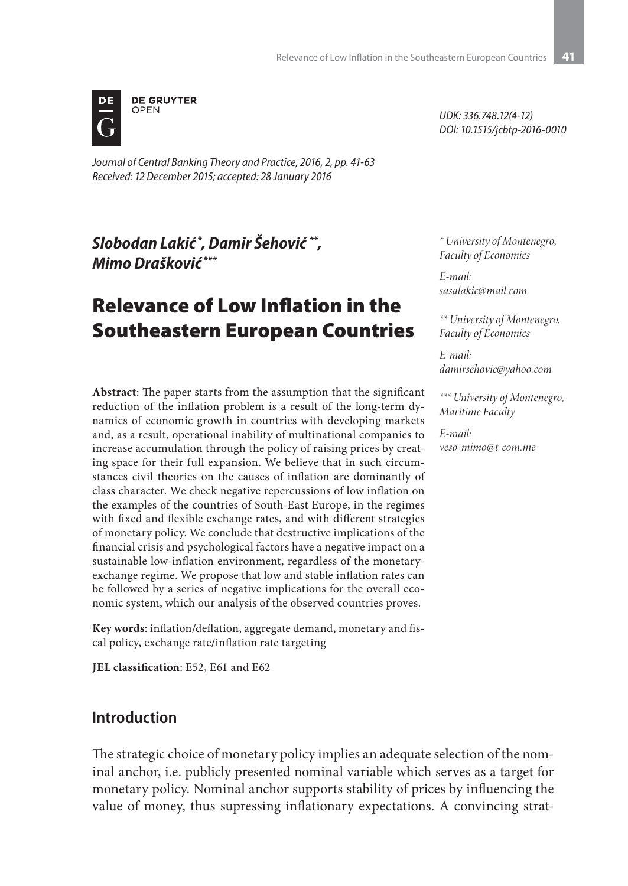DE GRUYTER OPEN

UDK: 336.748.12(4-12)
DOI: 10.1515/jcbtp-2016-0010

*Journal of Central Banking Theory and Practice, 2016, 2, pp. 41-63*
*Received: 12 December 2015; accepted: 28 January 2016*

***Slobodan Lakić*[*]*, Damir Šehović*[**]*, Mimo Drašković*[***]**

[*] University of Montenegro, Faculty of Economics

E-mail: sasalakic@mail.com

[**] University of Montenegro, Faculty of Economics

E-mail: damirsehovic@yahoo.com

[***] University of Montenegro, Maritime Faculty

E-mail: veso-mimo@t-com.me

# Relevance of Low Inflation in the Southeastern European Countries

**Abstract**: The paper starts from the assumption that the significant reduction of the inflation problem is a result of the long-term dynamics of economic growth in countries with developing markets and, as a result, operational inability of multinational companies to increase accumulation through the policy of raising prices by creating space for their full expansion. We believe that in such circumstances civil theories on the causes of inflation are dominantly of class character. We check negative repercussions of low inflation on the examples of the countries of South-East Europe, in the regimes with fixed and flexible exchange rates, and with different strategies of monetary policy. We conclude that destructive implications of the financial crisis and psychological factors have a negative impact on a sustainable low-inflation environment, regardless of the monetary-exchange regime. We propose that low and stable inflation rates can be followed by a series of negative implications for the overall economic system, which our analysis of the observed countries proves.

**Key words**: inflation/deflation, aggregate demand, monetary and fiscal policy, exchange rate/inflation rate targeting

**JEL classification**: E52, E61 and E62

## Introduction

The strategic choice of monetary policy implies an adequate selection of the nominal anchor, i.e. publicly presented nominal variable which serves as a target for monetary policy. Nominal anchor supports stability of prices by influencing the value of money, thus supressing inflationary expectations. A convincing strat-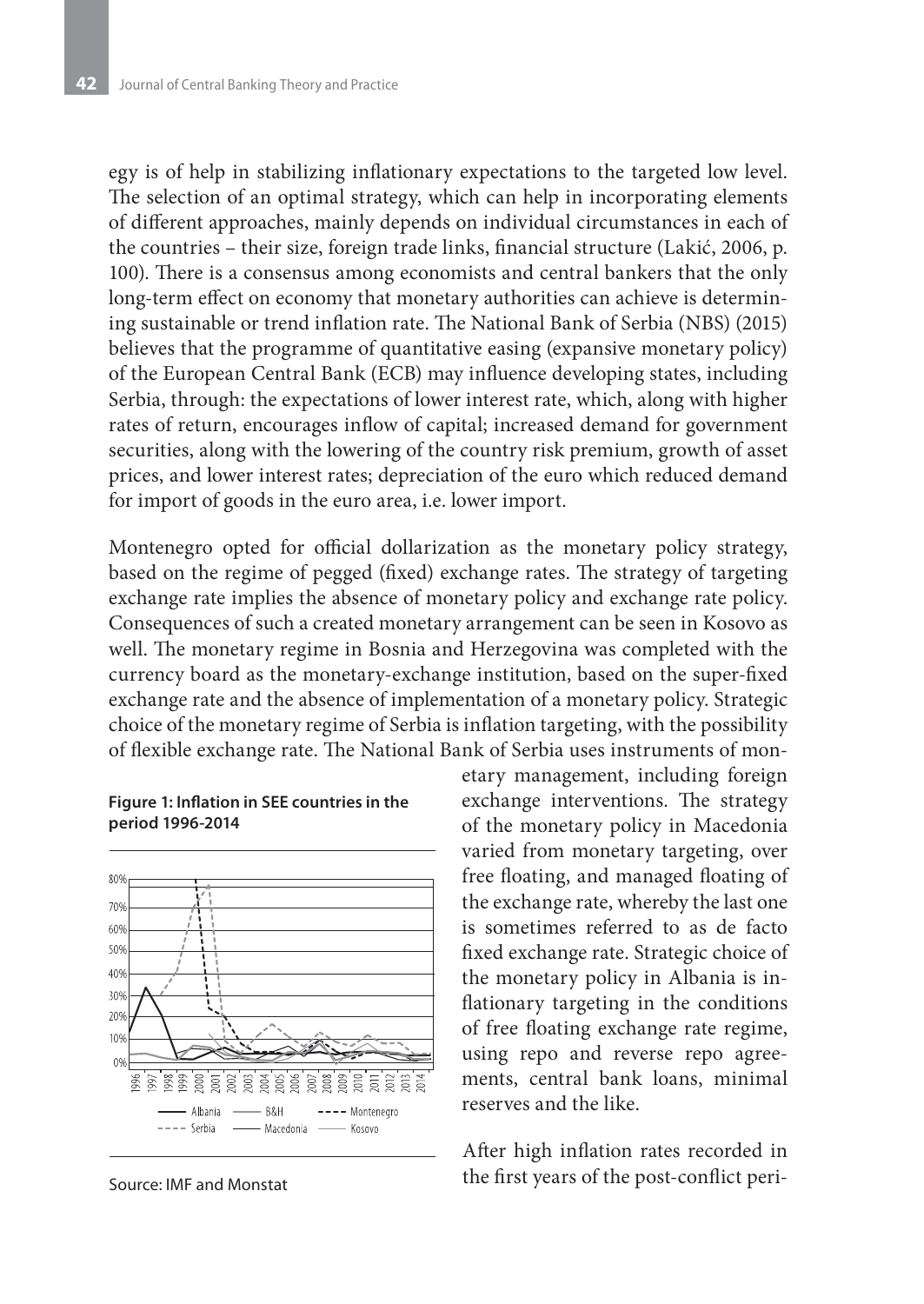egy is of help in stabilizing inflationary expectations to the targeted low level. The selection of an optimal strategy, which can help in incorporating elements of different approaches, mainly depends on individual circumstances in each of the countries – their size, foreign trade links, financial structure (Lakić, 2006, p. 100). There is a consensus among economists and central bankers that the only long-term effect on economy that monetary authorities can achieve is determining sustainable or trend inflation rate. The National Bank of Serbia (NBS) (2015) believes that the programme of quantitative easing (expansive monetary policy) of the European Central Bank (ECB) may influence developing states, including Serbia, through: the expectations of lower interest rate, which, along with higher rates of return, encourages inflow of capital; increased demand for government securities, along with the lowering of the country risk premium, growth of asset prices, and lower interest rates; depreciation of the euro which reduced demand for import of goods in the euro area, i.e. lower import.

Montenegro opted for official dollarization as the monetary policy strategy, based on the regime of pegged (fixed) exchange rates. The strategy of targeting exchange rate implies the absence of monetary policy and exchange rate policy. Consequences of such a created monetary arrangement can be seen in Kosovo as well. The monetary regime in Bosnia and Herzegovina was completed with the currency board as the monetary-exchange institution, based on the super-fixed exchange rate and the absence of implementation of a monetary policy. Strategic choice of the monetary regime of Serbia is inflation targeting, with the possibility of flexible exchange rate. The National Bank of Serbia uses instruments of monetary management, including foreign exchange interventions. The strategy of the monetary policy in Macedonia varied from monetary targeting, over free floating, and managed floating of the exchange rate, whereby the last one is sometimes referred to as de facto fixed exchange rate. Strategic choice of the monetary policy in Albania is inflationary targeting in the conditions of free floating exchange rate regime, using repo and reverse repo agreements, central bank loans, minimal reserves and the like.

**Figure 1: Inflation in SEE countries in the period 1996-2014**

Source: IMF and Monstat

After high inflation rates recorded in the first years of the post-conflict peri-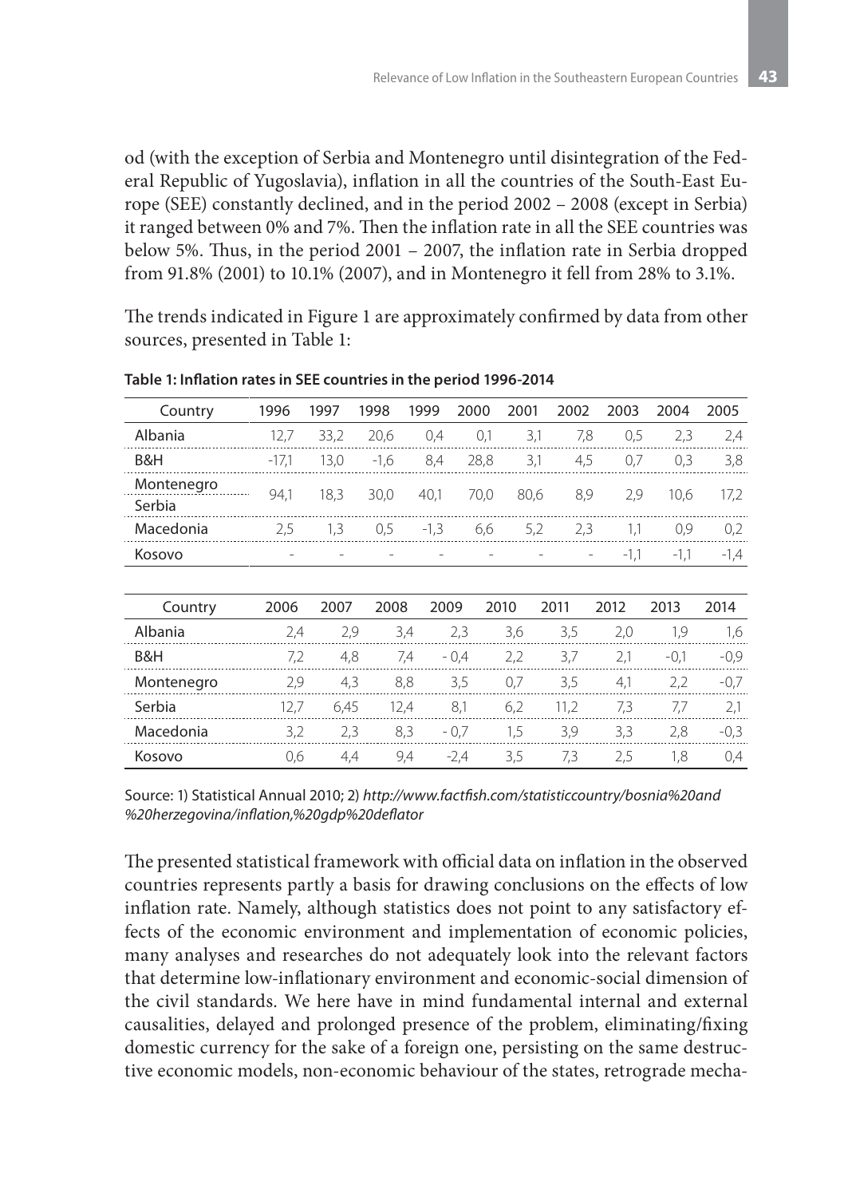od (with the exception of Serbia and Montenegro until disintegration of the Federal Republic of Yugoslavia), inflation in all the countries of the South-East Europe (SEE) constantly declined, and in the period 2002 – 2008 (except in Serbia) it ranged between 0% and 7%. Then the inflation rate in all the SEE countries was below 5%. Thus, in the period 2001 – 2007, the inflation rate in Serbia dropped from 91.8% (2001) to 10.1% (2007), and in Montenegro it fell from 28% to 3.1%.

The trends indicated in Figure 1 are approximately confirmed by data from other sources, presented in Table 1:

**Table 1: Inflation rates in SEE countries in the period 1996-2014**

| Country | 1996 | 1997 | 1998 | 1999 | 2000 | 2001 | 2002 | 2003 | 2004 | 2005 |
|---|---|---|---|---|---|---|---|---|---|---|
| Albania | 12,7 | 33,2 | 20,6 | 0,4 | 0,1 | 3,1 | 7,8 | 0,5 | 2,3 | 2,4 |
| B&H | -17,1 | 13,0 | -1,6 | 8,4 | 28,8 | 3,1 | 4,5 | 0,7 | 0,3 | 3,8 |
| Montenegro Serbia | 94,1 | 18,3 | 30,0 | 40,1 | 70,0 | 80,6 | 8,9 | 2,9 | 10,6 | 17,2 |
| Macedonia | 2,5 | 1,3 | 0,5 | -1,3 | 6,6 | 5,2 | 2,3 | 1,1 | 0,9 | 0,2 |
| Kosovo | - | - | - | - | - | - | - | -1,1 | -1,1 | -1,4 |

| Country | 2006 | 2007 | 2008 | 2009 | 2010 | 2011 | 2012 | 2013 | 2014 |
|---|---|---|---|---|---|---|---|---|---|
| Albania | 2,4 | 2,9 | 3,4 | 2,3 | 3,6 | 3,5 | 2,0 | 1,9 | 1,6 |
| B&H | 7,2 | 4,8 | 7,4 | - 0,4 | 2,2 | 3,7 | 2,1 | -0,1 | -0,9 |
| Montenegro | 2,9 | 4,3 | 8,8 | 3,5 | 0,7 | 3,5 | 4,1 | 2,2 | -0,7 |
| Serbia | 12,7 | 6,45 | 12,4 | 8,1 | 6,2 | 11,2 | 7,3 | 7,7 | 2,1 |
| Macedonia | 3,2 | 2,3 | 8,3 | - 0,7 | 1,5 | 3,9 | 3,3 | 2,8 | -0,3 |
| Kosovo | 0,6 | 4,4 | 9,4 | -2,4 | 3,5 | 7,3 | 2,5 | 1,8 | 0,4 |

Source: 1) Statistical Annual 2010; 2) *http://www.factfish.com/statisticcountry/bosnia%20and%20herzegovina/inflation,%20gdp%20deflator*

The presented statistical framework with official data on inflation in the observed countries represents partly a basis for drawing conclusions on the effects of low inflation rate. Namely, although statistics does not point to any satisfactory effects of the economic environment and implementation of economic policies, many analyses and researches do not adequately look into the relevant factors that determine low-inflationary environment and economic-social dimension of the civil standards. We here have in mind fundamental internal and external causalities, delayed and prolonged presence of the problem, eliminating/fixing domestic currency for the sake of a foreign one, persisting on the same destructive economic models, non-economic behaviour of the states, retrograde mecha-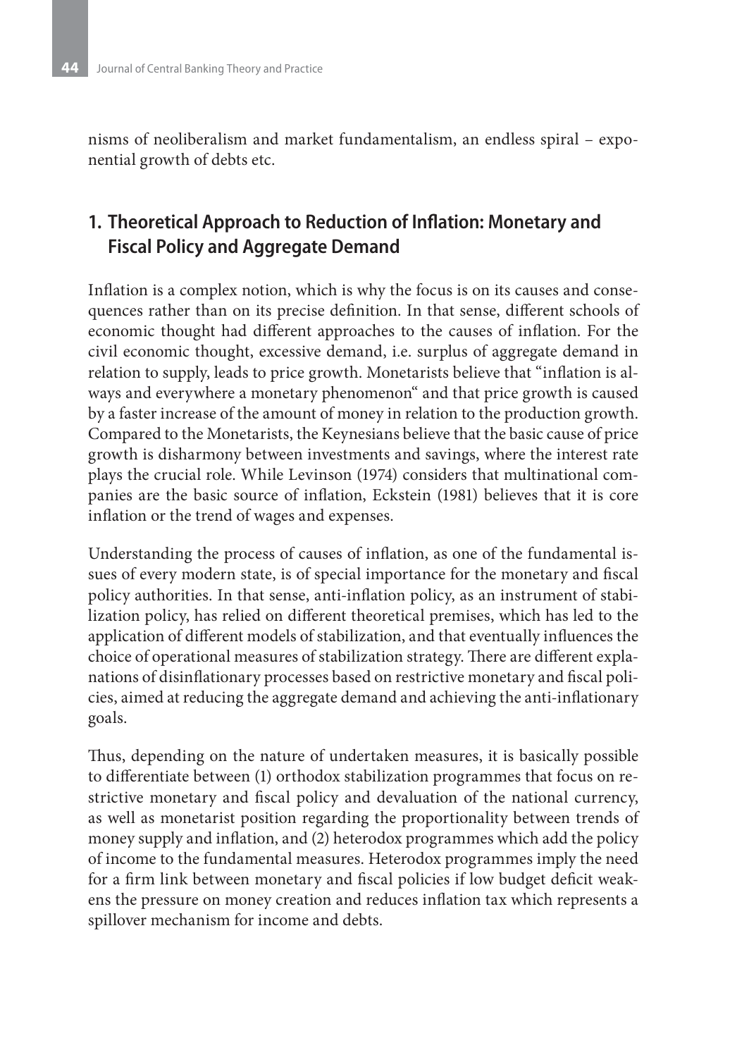nisms of neoliberalism and market fundamentalism, an endless spiral – exponential growth of debts etc.

## 1. Theoretical Approach to Reduction of Inflation: Monetary and Fiscal Policy and Aggregate Demand

Inflation is a complex notion, which is why the focus is on its causes and consequences rather than on its precise definition. In that sense, different schools of economic thought had different approaches to the causes of inflation. For the civil economic thought, excessive demand, i.e. surplus of aggregate demand in relation to supply, leads to price growth. Monetarists believe that "inflation is always and everywhere a monetary phenomenon" and that price growth is caused by a faster increase of the amount of money in relation to the production growth. Compared to the Monetarists, the Keynesians believe that the basic cause of price growth is disharmony between investments and savings, where the interest rate plays the crucial role. While Levinson (1974) considers that multinational companies are the basic source of inflation, Eckstein (1981) believes that it is core inflation or the trend of wages and expenses.

Understanding the process of causes of inflation, as one of the fundamental issues of every modern state, is of special importance for the monetary and fiscal policy authorities. In that sense, anti-inflation policy, as an instrument of stabilization policy, has relied on different theoretical premises, which has led to the application of different models of stabilization, and that eventually influences the choice of operational measures of stabilization strategy. There are different explanations of disinflationary processes based on restrictive monetary and fiscal policies, aimed at reducing the aggregate demand and achieving the anti-inflationary goals.

Thus, depending on the nature of undertaken measures, it is basically possible to differentiate between (1) orthodox stabilization programmes that focus on restrictive monetary and fiscal policy and devaluation of the national currency, as well as monetarist position regarding the proportionality between trends of money supply and inflation, and (2) heterodox programmes which add the policy of income to the fundamental measures. Heterodox programmes imply the need for a firm link between monetary and fiscal policies if low budget deficit weakens the pressure on money creation and reduces inflation tax which represents a spillover mechanism for income and debts.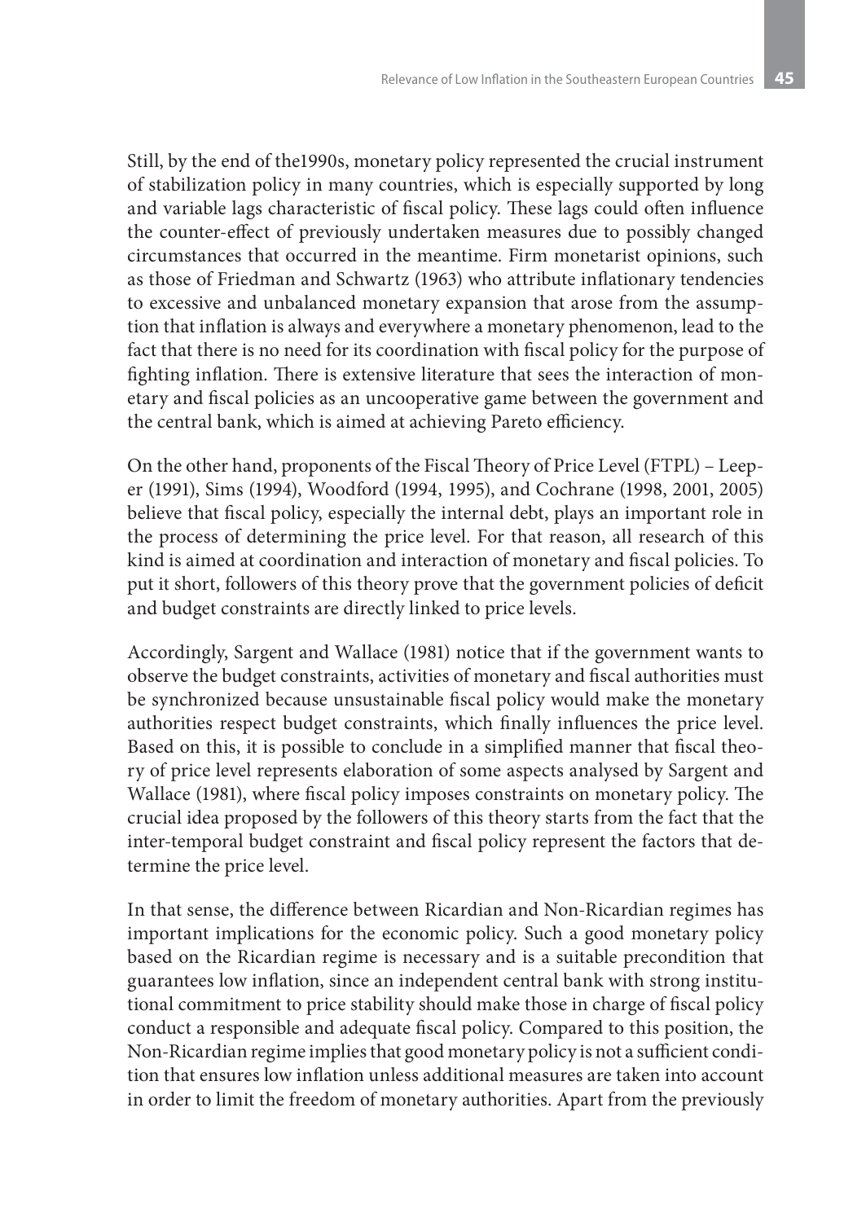Still, by the end of the1990s, monetary policy represented the crucial instrument of stabilization policy in many countries, which is especially supported by long and variable lags characteristic of fiscal policy. These lags could often influence the counter-effect of previously undertaken measures due to possibly changed circumstances that occurred in the meantime. Firm monetarist opinions, such as those of Friedman and Schwartz (1963) who attribute inflationary tendencies to excessive and unbalanced monetary expansion that arose from the assumption that inflation is always and everywhere a monetary phenomenon, lead to the fact that there is no need for its coordination with fiscal policy for the purpose of fighting inflation. There is extensive literature that sees the interaction of monetary and fiscal policies as an uncooperative game between the government and the central bank, which is aimed at achieving Pareto efficiency.

On the other hand, proponents of the Fiscal Theory of Price Level (FTPL) – Leeper (1991), Sims (1994), Woodford (1994, 1995), and Cochrane (1998, 2001, 2005) believe that fiscal policy, especially the internal debt, plays an important role in the process of determining the price level. For that reason, all research of this kind is aimed at coordination and interaction of monetary and fiscal policies. To put it short, followers of this theory prove that the government policies of deficit and budget constraints are directly linked to price levels.

Accordingly, Sargent and Wallace (1981) notice that if the government wants to observe the budget constraints, activities of monetary and fiscal authorities must be synchronized because unsustainable fiscal policy would make the monetary authorities respect budget constraints, which finally influences the price level. Based on this, it is possible to conclude in a simplified manner that fiscal theory of price level represents elaboration of some aspects analysed by Sargent and Wallace (1981), where fiscal policy imposes constraints on monetary policy. The crucial idea proposed by the followers of this theory starts from the fact that the inter-temporal budget constraint and fiscal policy represent the factors that determine the price level.

In that sense, the difference between Ricardian and Non-Ricardian regimes has important implications for the economic policy. Such a good monetary policy based on the Ricardian regime is necessary and is a suitable precondition that guarantees low inflation, since an independent central bank with strong institutional commitment to price stability should make those in charge of fiscal policy conduct a responsible and adequate fiscal policy. Compared to this position, the Non-Ricardian regime implies that good monetary policy is not a sufficient condition that ensures low inflation unless additional measures are taken into account in order to limit the freedom of monetary authorities. Apart from the previously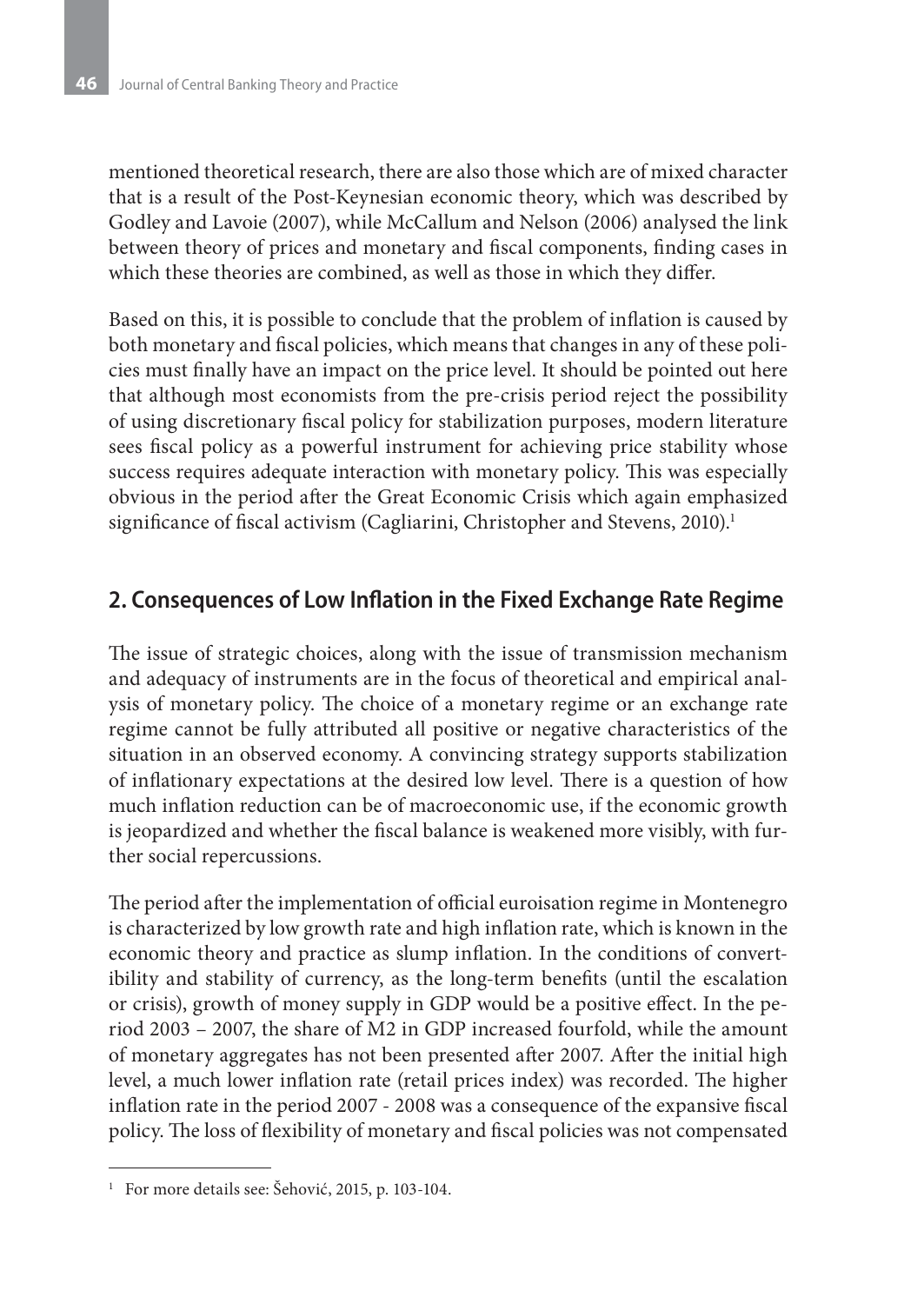mentioned theoretical research, there are also those which are of mixed character that is a result of the Post-Keynesian economic theory, which was described by Godley and Lavoie (2007), while McCallum and Nelson (2006) analysed the link between theory of prices and monetary and fiscal components, finding cases in which these theories are combined, as well as those in which they differ.

Based on this, it is possible to conclude that the problem of inflation is caused by both monetary and fiscal policies, which means that changes in any of these policies must finally have an impact on the price level. It should be pointed out here that although most economists from the pre-crisis period reject the possibility of using discretionary fiscal policy for stabilization purposes, modern literature sees fiscal policy as a powerful instrument for achieving price stability whose success requires adequate interaction with monetary policy. This was especially obvious in the period after the Great Economic Crisis which again emphasized significance of fiscal activism (Cagliarini, Christopher and Stevens, 2010).[1]

## 2. Consequences of Low Inflation in the Fixed Exchange Rate Regime

The issue of strategic choices, along with the issue of transmission mechanism and adequacy of instruments are in the focus of theoretical and empirical analysis of monetary policy. The choice of a monetary regime or an exchange rate regime cannot be fully attributed all positive or negative characteristics of the situation in an observed economy. A convincing strategy supports stabilization of inflationary expectations at the desired low level. There is a question of how much inflation reduction can be of macroeconomic use, if the economic growth is jeopardized and whether the fiscal balance is weakened more visibly, with further social repercussions.

The period after the implementation of official euroisation regime in Montenegro is characterized by low growth rate and high inflation rate, which is known in the economic theory and practice as slump inflation. In the conditions of convertibility and stability of currency, as the long-term benefits (until the escalation or crisis), growth of money supply in GDP would be a positive effect. In the period 2003 – 2007, the share of M2 in GDP increased fourfold, while the amount of monetary aggregates has not been presented after 2007. After the initial high level, a much lower inflation rate (retail prices index) was recorded. The higher inflation rate in the period 2007 - 2008 was a consequence of the expansive fiscal policy. The loss of flexibility of monetary and fiscal policies was not compensated

[1] For more details see: Šehović, 2015, p. 103-104.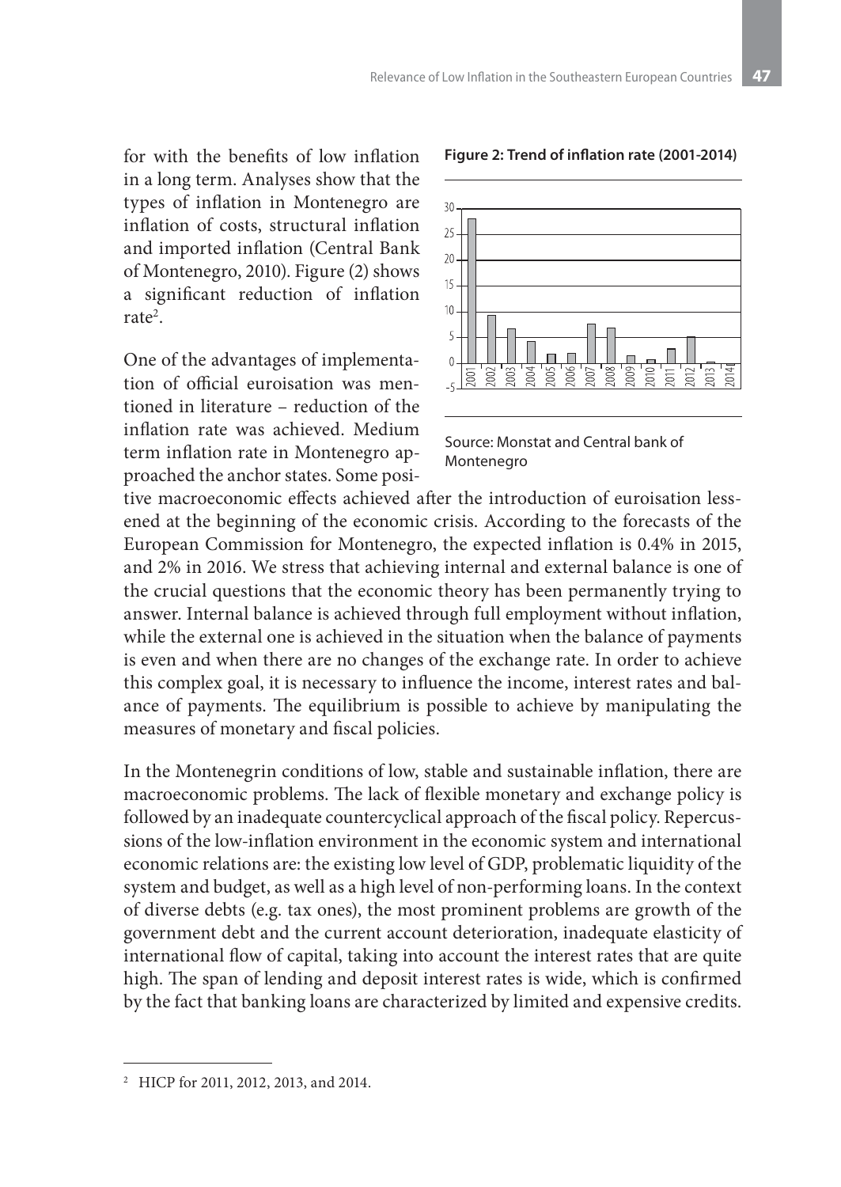for with the benefits of low inflation in a long term. Analyses show that the types of inflation in Montenegro are inflation of costs, structural inflation and imported inflation (Central Bank of Montenegro, 2010). Figure (2) shows a significant reduction of inflation rate[2].

**Figure 2: Trend of inflation rate (2001-2014)**

Source: Monstat and Central bank of Montenegro

One of the advantages of implementation of official euroisation was mentioned in literature – reduction of the inflation rate was achieved. Medium term inflation rate in Montenegro approached the anchor states. Some positive macroeconomic effects achieved after the introduction of euroisation lessened at the beginning of the economic crisis. According to the forecasts of the European Commission for Montenegro, the expected inflation is 0.4% in 2015, and 2% in 2016. We stress that achieving internal and external balance is one of the crucial questions that the economic theory has been permanently trying to answer. Internal balance is achieved through full employment without inflation, while the external one is achieved in the situation when the balance of payments is even and when there are no changes of the exchange rate. In order to achieve this complex goal, it is necessary to influence the income, interest rates and balance of payments. The equilibrium is possible to achieve by manipulating the measures of monetary and fiscal policies.

In the Montenegrin conditions of low, stable and sustainable inflation, there are macroeconomic problems. The lack of flexible monetary and exchange policy is followed by an inadequate countercyclical approach of the fiscal policy. Repercussions of the low-inflation environment in the economic system and international economic relations are: the existing low level of GDP, problematic liquidity of the system and budget, as well as a high level of non-performing loans. In the context of diverse debts (e.g. tax ones), the most prominent problems are growth of the government debt and the current account deterioration, inadequate elasticity of international flow of capital, taking into account the interest rates that are quite high. The span of lending and deposit interest rates is wide, which is confirmed by the fact that banking loans are characterized by limited and expensive credits.

[2] HICP for 2011, 2012, 2013, and 2014.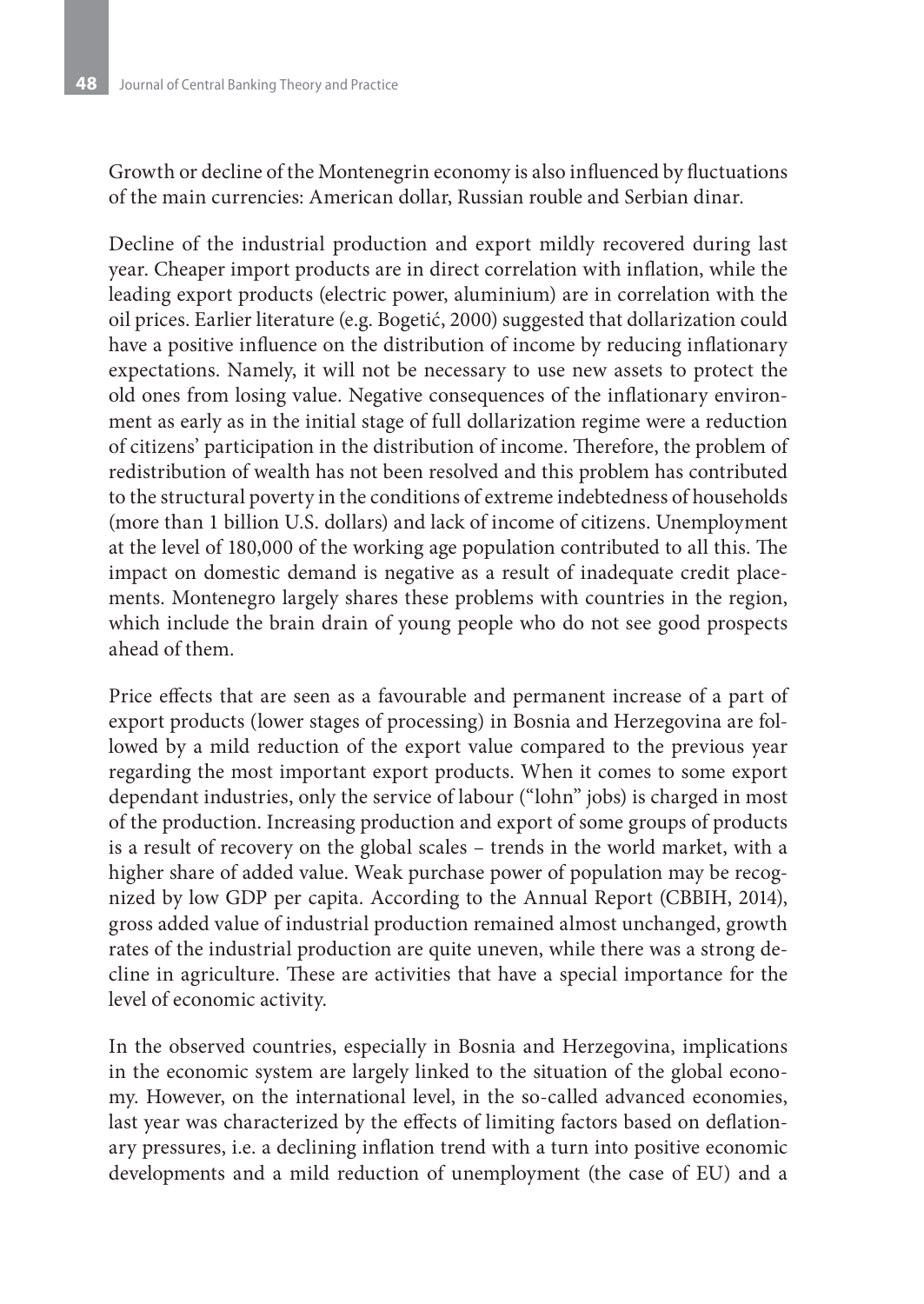Growth or decline of the Montenegrin economy is also influenced by fluctuations of the main currencies: American dollar, Russian rouble and Serbian dinar.

Decline of the industrial production and export mildly recovered during last year. Cheaper import products are in direct correlation with inflation, while the leading export products (electric power, aluminium) are in correlation with the oil prices. Earlier literature (e.g. Bogetić, 2000) suggested that dollarization could have a positive influence on the distribution of income by reducing inflationary expectations. Namely, it will not be necessary to use new assets to protect the old ones from losing value. Negative consequences of the inflationary environment as early as in the initial stage of full dollarization regime were a reduction of citizens' participation in the distribution of income. Therefore, the problem of redistribution of wealth has not been resolved and this problem has contributed to the structural poverty in the conditions of extreme indebtedness of households (more than 1 billion U.S. dollars) and lack of income of citizens. Unemployment at the level of 180,000 of the working age population contributed to all this. The impact on domestic demand is negative as a result of inadequate credit placements. Montenegro largely shares these problems with countries in the region, which include the brain drain of young people who do not see good prospects ahead of them.

Price effects that are seen as a favourable and permanent increase of a part of export products (lower stages of processing) in Bosnia and Herzegovina are followed by a mild reduction of the export value compared to the previous year regarding the most important export products. When it comes to some export dependant industries, only the service of labour ("lohn" jobs) is charged in most of the production. Increasing production and export of some groups of products is a result of recovery on the global scales – trends in the world market, with a higher share of added value. Weak purchase power of population may be recognized by low GDP per capita. According to the Annual Report (CBBIH, 2014), gross added value of industrial production remained almost unchanged, growth rates of the industrial production are quite uneven, while there was a strong decline in agriculture. These are activities that have a special importance for the level of economic activity.

In the observed countries, especially in Bosnia and Herzegovina, implications in the economic system are largely linked to the situation of the global economy. However, on the international level, in the so-called advanced economies, last year was characterized by the effects of limiting factors based on deflationary pressures, i.e. a declining inflation trend with a turn into positive economic developments and a mild reduction of unemployment (the case of EU) and a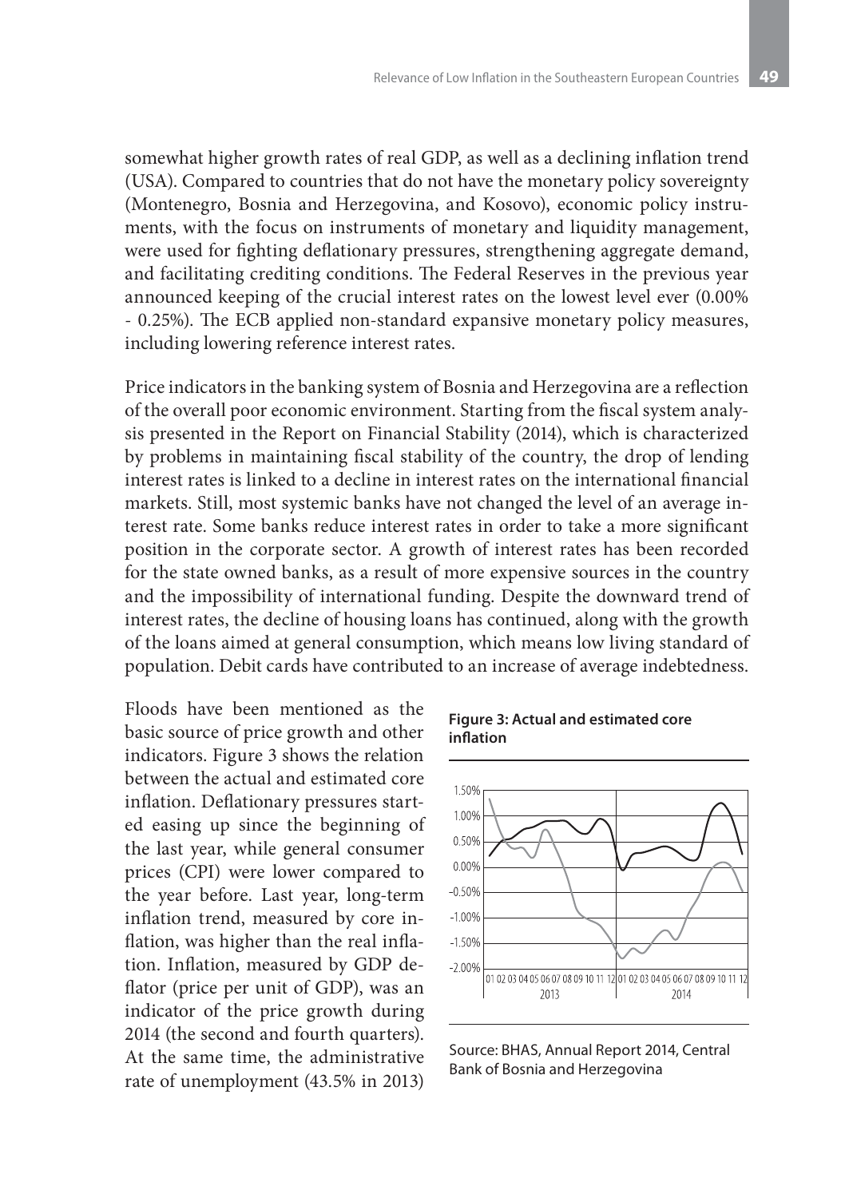somewhat higher growth rates of real GDP, as well as a declining inflation trend (USA). Compared to countries that do not have the monetary policy sovereignty (Montenegro, Bosnia and Herzegovina, and Kosovo), economic policy instruments, with the focus on instruments of monetary and liquidity management, were used for fighting deflationary pressures, strengthening aggregate demand, and facilitating crediting conditions. The Federal Reserves in the previous year announced keeping of the crucial interest rates on the lowest level ever (0.00% - 0.25%). The ECB applied non-standard expansive monetary policy measures, including lowering reference interest rates.

Price indicators in the banking system of Bosnia and Herzegovina are a reflection of the overall poor economic environment. Starting from the fiscal system analysis presented in the Report on Financial Stability (2014), which is characterized by problems in maintaining fiscal stability of the country, the drop of lending interest rates is linked to a decline in interest rates on the international financial markets. Still, most systemic banks have not changed the level of an average interest rate. Some banks reduce interest rates in order to take a more significant position in the corporate sector. A growth of interest rates has been recorded for the state owned banks, as a result of more expensive sources in the country and the impossibility of international funding. Despite the downward trend of interest rates, the decline of housing loans has continued, along with the growth of the loans aimed at general consumption, which means low living standard of population. Debit cards have contributed to an increase of average indebtedness.

Floods have been mentioned as the basic source of price growth and other indicators. Figure 3 shows the relation between the actual and estimated core inflation. Deflationary pressures started easing up since the beginning of the last year, while general consumer prices (CPI) were lower compared to the year before. Last year, long-term inflation trend, measured by core inflation, was higher than the real inflation. Inflation, measured by GDP deflator (price per unit of GDP), was an indicator of the price growth during 2014 (the second and fourth quarters). At the same time, the administrative rate of unemployment (43.5% in 2013)

**Figure 3: Actual and estimated core inflation**

Source: BHAS, Annual Report 2014, Central Bank of Bosnia and Herzegovina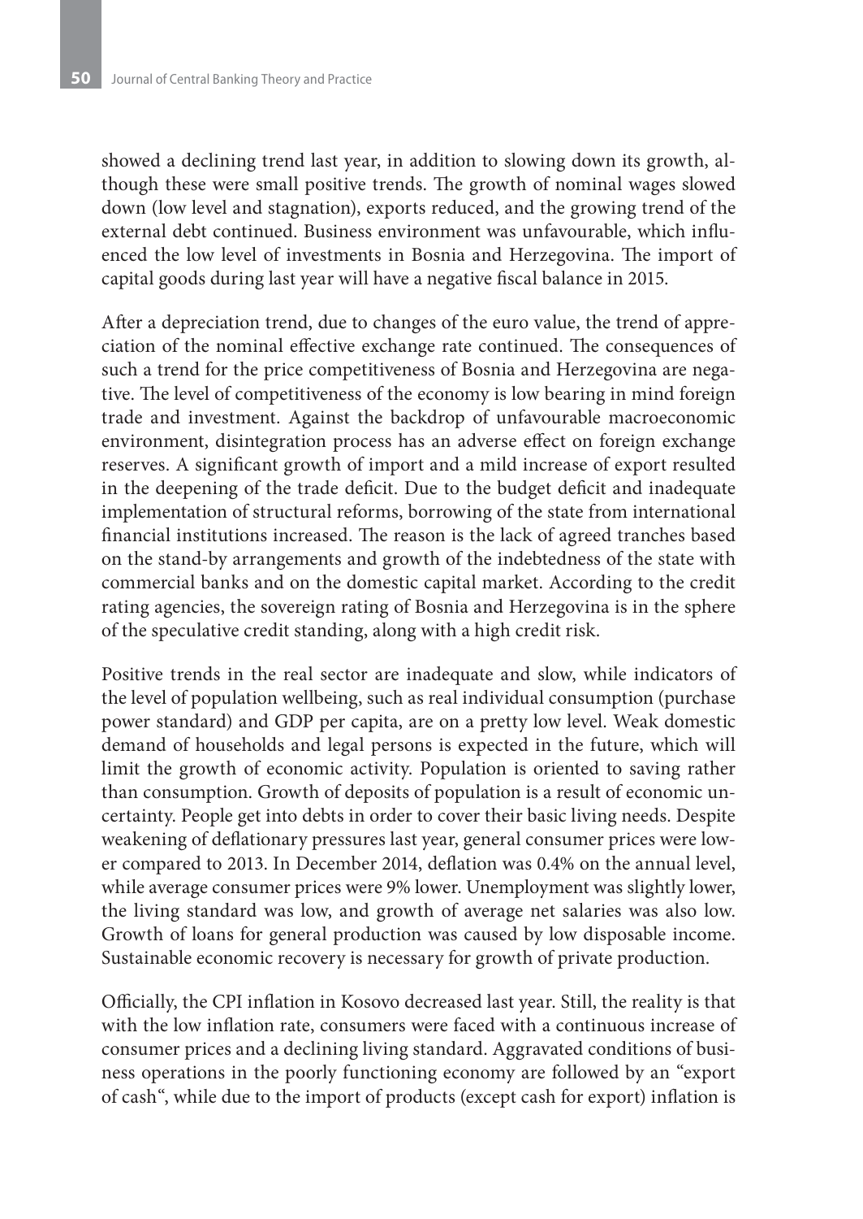showed a declining trend last year, in addition to slowing down its growth, although these were small positive trends. The growth of nominal wages slowed down (low level and stagnation), exports reduced, and the growing trend of the external debt continued. Business environment was unfavourable, which influenced the low level of investments in Bosnia and Herzegovina. The import of capital goods during last year will have a negative fiscal balance in 2015.

After a depreciation trend, due to changes of the euro value, the trend of appreciation of the nominal effective exchange rate continued. The consequences of such a trend for the price competitiveness of Bosnia and Herzegovina are negative. The level of competitiveness of the economy is low bearing in mind foreign trade and investment. Against the backdrop of unfavourable macroeconomic environment, disintegration process has an adverse effect on foreign exchange reserves. A significant growth of import and a mild increase of export resulted in the deepening of the trade deficit. Due to the budget deficit and inadequate implementation of structural reforms, borrowing of the state from international financial institutions increased. The reason is the lack of agreed tranches based on the stand-by arrangements and growth of the indebtedness of the state with commercial banks and on the domestic capital market. According to the credit rating agencies, the sovereign rating of Bosnia and Herzegovina is in the sphere of the speculative credit standing, along with a high credit risk.

Positive trends in the real sector are inadequate and slow, while indicators of the level of population wellbeing, such as real individual consumption (purchase power standard) and GDP per capita, are on a pretty low level. Weak domestic demand of households and legal persons is expected in the future, which will limit the growth of economic activity. Population is oriented to saving rather than consumption. Growth of deposits of population is a result of economic uncertainty. People get into debts in order to cover their basic living needs. Despite weakening of deflationary pressures last year, general consumer prices were lower compared to 2013. In December 2014, deflation was 0.4% on the annual level, while average consumer prices were 9% lower. Unemployment was slightly lower, the living standard was low, and growth of average net salaries was also low. Growth of loans for general production was caused by low disposable income. Sustainable economic recovery is necessary for growth of private production.

Officially, the CPI inflation in Kosovo decreased last year. Still, the reality is that with the low inflation rate, consumers were faced with a continuous increase of consumer prices and a declining living standard. Aggravated conditions of business operations in the poorly functioning economy are followed by an "export of cash", while due to the import of products (except cash for export) inflation is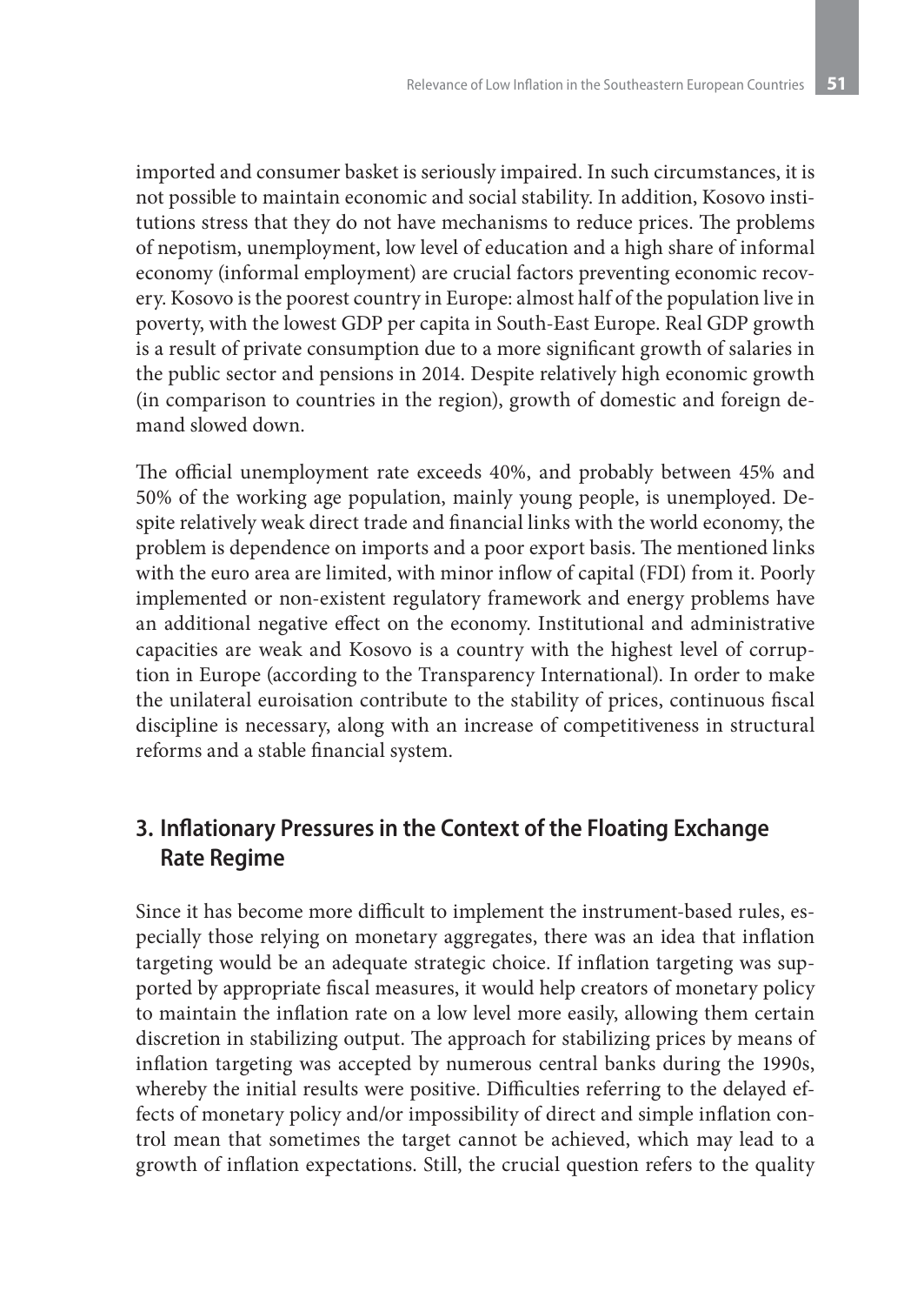imported and consumer basket is seriously impaired. In such circumstances, it is not possible to maintain economic and social stability. In addition, Kosovo institutions stress that they do not have mechanisms to reduce prices. The problems of nepotism, unemployment, low level of education and a high share of informal economy (informal employment) are crucial factors preventing economic recovery. Kosovo is the poorest country in Europe: almost half of the population live in poverty, with the lowest GDP per capita in South-East Europe. Real GDP growth is a result of private consumption due to a more significant growth of salaries in the public sector and pensions in 2014. Despite relatively high economic growth (in comparison to countries in the region), growth of domestic and foreign demand slowed down.

The official unemployment rate exceeds 40%, and probably between 45% and 50% of the working age population, mainly young people, is unemployed. Despite relatively weak direct trade and financial links with the world economy, the problem is dependence on imports and a poor export basis. The mentioned links with the euro area are limited, with minor inflow of capital (FDI) from it. Poorly implemented or non-existent regulatory framework and energy problems have an additional negative effect on the economy. Institutional and administrative capacities are weak and Kosovo is a country with the highest level of corruption in Europe (according to the Transparency International). In order to make the unilateral euroisation contribute to the stability of prices, continuous fiscal discipline is necessary, along with an increase of competitiveness in structural reforms and a stable financial system.

## 3. Inflationary Pressures in the Context of the Floating Exchange Rate Regime

Since it has become more difficult to implement the instrument-based rules, especially those relying on monetary aggregates, there was an idea that inflation targeting would be an adequate strategic choice. If inflation targeting was supported by appropriate fiscal measures, it would help creators of monetary policy to maintain the inflation rate on a low level more easily, allowing them certain discretion in stabilizing output. The approach for stabilizing prices by means of inflation targeting was accepted by numerous central banks during the 1990s, whereby the initial results were positive. Difficulties referring to the delayed effects of monetary policy and/or impossibility of direct and simple inflation control mean that sometimes the target cannot be achieved, which may lead to a growth of inflation expectations. Still, the crucial question refers to the quality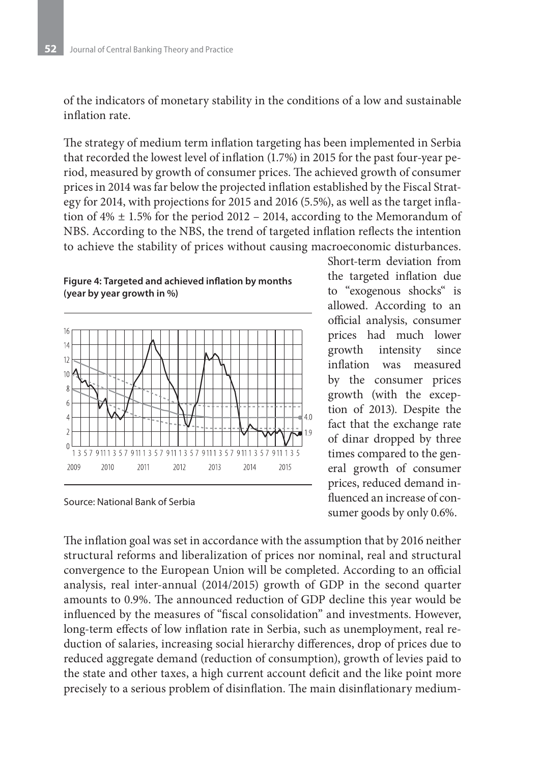of the indicators of monetary stability in the conditions of a low and sustainable inflation rate.

The strategy of medium term inflation targeting has been implemented in Serbia that recorded the lowest level of inflation (1.7%) in 2015 for the past four-year period, measured by growth of consumer prices. The achieved growth of consumer prices in 2014 was far below the projected inflation established by the Fiscal Strategy for 2014, with projections for 2015 and 2016 (5.5%), as well as the target inflation of 4% ± 1.5% for the period 2012 – 2014, according to the Memorandum of NBS. According to the NBS, the trend of targeted inflation reflects the intention to achieve the stability of prices without causing macroeconomic disturbances. Short-term deviation from the targeted inflation due to "exogenous shocks" is allowed. According to an official analysis, consumer prices had much lower growth intensity since inflation was measured by the consumer prices growth (with the exception of 2013). Despite the fact that the exchange rate of dinar dropped by three times compared to the general growth of consumer prices, reduced demand influenced an increase of consumer goods by only 0.6%.

**Figure 4: Targeted and achieved inflation by months (year by year growth in %)**

Source: National Bank of Serbia

The inflation goal was set in accordance with the assumption that by 2016 neither structural reforms and liberalization of prices nor nominal, real and structural convergence to the European Union will be completed. According to an official analysis, real inter-annual (2014/2015) growth of GDP in the second quarter amounts to 0.9%. The announced reduction of GDP decline this year would be influenced by the measures of "fiscal consolidation" and investments. However, long-term effects of low inflation rate in Serbia, such as unemployment, real reduction of salaries, increasing social hierarchy differences, drop of prices due to reduced aggregate demand (reduction of consumption), growth of levies paid to the state and other taxes, a high current account deficit and the like point more precisely to a serious problem of disinflation. The main disinflationary medium-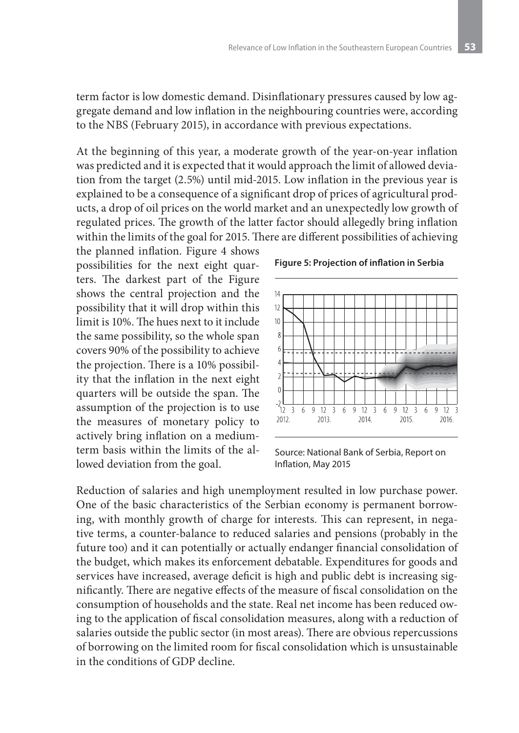term factor is low domestic demand. Disinflationary pressures caused by low aggregate demand and low inflation in the neighbouring countries were, according to the NBS (February 2015), in accordance with previous expectations.

At the beginning of this year, a moderate growth of the year-on-year inflation was predicted and it is expected that it would approach the limit of allowed deviation from the target (2.5%) until mid-2015. Low inflation in the previous year is explained to be a consequence of a significant drop of prices of agricultural products, a drop of oil prices on the world market and an unexpectedly low growth of regulated prices. The growth of the latter factor should allegedly bring inflation within the limits of the goal for 2015. There are different possibilities of achieving the planned inflation. Figure 4 shows possibilities for the next eight quarters. The darkest part of the Figure shows the central projection and the possibility that it will drop within this limit is 10%. The hues next to it include the same possibility, so the whole span covers 90% of the possibility to achieve the projection. There is a 10% possibility that the inflation in the next eight quarters will be outside the span. The assumption of the projection is to use the measures of monetary policy to actively bring inflation on a medium-term basis within the limits of the allowed deviation from the goal.

**Figure 5: Projection of inflation in Serbia**

Source: National Bank of Serbia, Report on Inflation, May 2015

Reduction of salaries and high unemployment resulted in low purchase power. One of the basic characteristics of the Serbian economy is permanent borrowing, with monthly growth of charge for interests. This can represent, in negative terms, a counter-balance to reduced salaries and pensions (probably in the future too) and it can potentially or actually endanger financial consolidation of the budget, which makes its enforcement debatable. Expenditures for goods and services have increased, average deficit is high and public debt is increasing significantly. There are negative effects of the measure of fiscal consolidation on the consumption of households and the state. Real net income has been reduced owing to the application of fiscal consolidation measures, along with a reduction of salaries outside the public sector (in most areas). There are obvious repercussions of borrowing on the limited room for fiscal consolidation which is unsustainable in the conditions of GDP decline.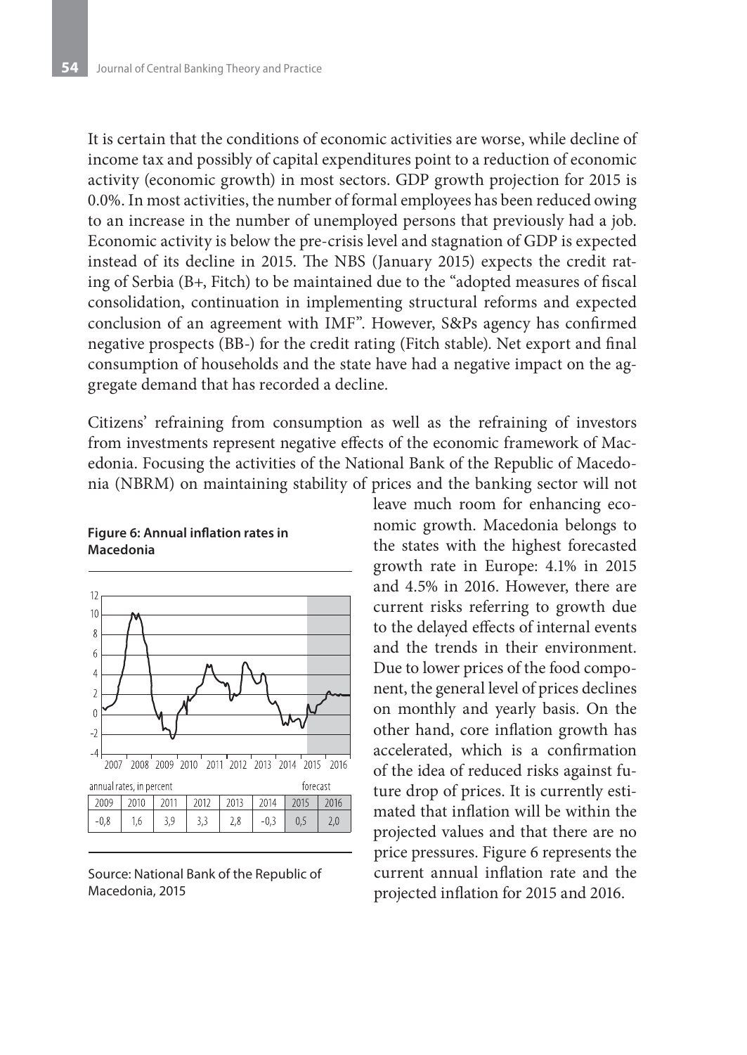It is certain that the conditions of economic activities are worse, while decline of income tax and possibly of capital expenditures point to a reduction of economic activity (economic growth) in most sectors. GDP growth projection for 2015 is 0.0%. In most activities, the number of formal employees has been reduced owing to an increase in the number of unemployed persons that previously had a job. Economic activity is below the pre-crisis level and stagnation of GDP is expected instead of its decline in 2015. The NBS (January 2015) expects the credit rating of Serbia (B+, Fitch) to be maintained due to the "adopted measures of fiscal consolidation, continuation in implementing structural reforms and expected conclusion of an agreement with IMF". However, S&Ps agency has confirmed negative prospects (BB-) for the credit rating (Fitch stable). Net export and final consumption of households and the state have had a negative impact on the aggregate demand that has recorded a decline.

Citizens' refraining from consumption as well as the refraining of investors from investments represent negative effects of the economic framework of Macedonia. Focusing the activities of the National Bank of the Republic of Macedonia (NBRM) on maintaining stability of prices and the banking sector will not leave much room for enhancing economic growth. Macedonia belongs to the states with the highest forecasted growth rate in Europe: 4.1% in 2015 and 4.5% in 2016. However, there are current risks referring to growth due to the delayed effects of internal events and the trends in their environment. Due to lower prices of the food component, the general level of prices declines on monthly and yearly basis. On the other hand, core inflation growth has accelerated, which is a confirmation of the idea of reduced risks against future drop of prices. It is currently estimated that inflation will be within the projected values and that there are no price pressures. Figure 6 represents the current annual inflation rate and the projected inflation for 2015 and 2016.

**Figure 6: Annual inflation rates in Macedonia**

annual rates, in percent (2015–2016: forecast)

| 2009 | 2010 | 2011 | 2012 | 2013 | 2014 | 2015 | 2016 |
|---|---|---|---|---|---|---|---|
| -0,8 | 1,6 | 3,9 | 3,3 | 2,8 | -0,3 | 0,5 | 2,0 |

Source: National Bank of the Republic of Macedonia, 2015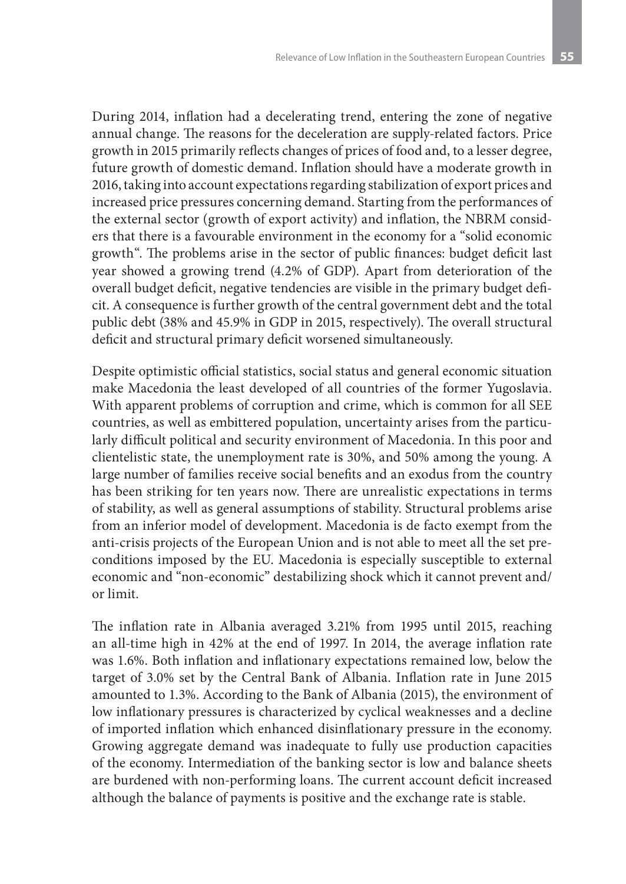During 2014, inflation had a decelerating trend, entering the zone of negative annual change. The reasons for the deceleration are supply-related factors. Price growth in 2015 primarily reflects changes of prices of food and, to a lesser degree, future growth of domestic demand. Inflation should have a moderate growth in 2016, taking into account expectations regarding stabilization of export prices and increased price pressures concerning demand. Starting from the performances of the external sector (growth of export activity) and inflation, the NBRM considers that there is a favourable environment in the economy for a "solid economic growth". The problems arise in the sector of public finances: budget deficit last year showed a growing trend (4.2% of GDP). Apart from deterioration of the overall budget deficit, negative tendencies are visible in the primary budget deficit. A consequence is further growth of the central government debt and the total public debt (38% and 45.9% in GDP in 2015, respectively). The overall structural deficit and structural primary deficit worsened simultaneously.

Despite optimistic official statistics, social status and general economic situation make Macedonia the least developed of all countries of the former Yugoslavia. With apparent problems of corruption and crime, which is common for all SEE countries, as well as embittered population, uncertainty arises from the particularly difficult political and security environment of Macedonia. In this poor and clientelistic state, the unemployment rate is 30%, and 50% among the young. A large number of families receive social benefits and an exodus from the country has been striking for ten years now. There are unrealistic expectations in terms of stability, as well as general assumptions of stability. Structural problems arise from an inferior model of development. Macedonia is de facto exempt from the anti-crisis projects of the European Union and is not able to meet all the set preconditions imposed by the EU. Macedonia is especially susceptible to external economic and "non-economic" destabilizing shock which it cannot prevent and/or limit.

The inflation rate in Albania averaged 3.21% from 1995 until 2015, reaching an all-time high in 42% at the end of 1997. In 2014, the average inflation rate was 1.6%. Both inflation and inflationary expectations remained low, below the target of 3.0% set by the Central Bank of Albania. Inflation rate in June 2015 amounted to 1.3%. According to the Bank of Albania (2015), the environment of low inflationary pressures is characterized by cyclical weaknesses and a decline of imported inflation which enhanced disinflationary pressure in the economy. Growing aggregate demand was inadequate to fully use production capacities of the economy. Intermediation of the banking sector is low and balance sheets are burdened with non-performing loans. The current account deficit increased although the balance of payments is positive and the exchange rate is stable.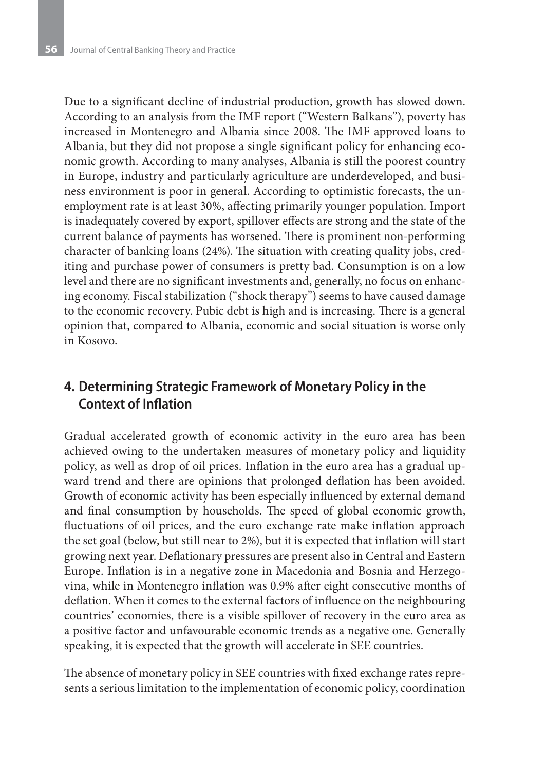Due to a significant decline of industrial production, growth has slowed down. According to an analysis from the IMF report ("Western Balkans"), poverty has increased in Montenegro and Albania since 2008. The IMF approved loans to Albania, but they did not propose a single significant policy for enhancing economic growth. According to many analyses, Albania is still the poorest country in Europe, industry and particularly agriculture are underdeveloped, and business environment is poor in general. According to optimistic forecasts, the unemployment rate is at least 30%, affecting primarily younger population. Import is inadequately covered by export, spillover effects are strong and the state of the current balance of payments has worsened. There is prominent non-performing character of banking loans (24%). The situation with creating quality jobs, crediting and purchase power of consumers is pretty bad. Consumption is on a low level and there are no significant investments and, generally, no focus on enhancing economy. Fiscal stabilization ("shock therapy") seems to have caused damage to the economic recovery. Pubic debt is high and is increasing. There is a general opinion that, compared to Albania, economic and social situation is worse only in Kosovo.

## 4. Determining Strategic Framework of Monetary Policy in the Context of Inflation

Gradual accelerated growth of economic activity in the euro area has been achieved owing to the undertaken measures of monetary policy and liquidity policy, as well as drop of oil prices. Inflation in the euro area has a gradual upward trend and there are opinions that prolonged deflation has been avoided. Growth of economic activity has been especially influenced by external demand and final consumption by households. The speed of global economic growth, fluctuations of oil prices, and the euro exchange rate make inflation approach the set goal (below, but still near to 2%), but it is expected that inflation will start growing next year. Deflationary pressures are present also in Central and Eastern Europe. Inflation is in a negative zone in Macedonia and Bosnia and Herzegovina, while in Montenegro inflation was 0.9% after eight consecutive months of deflation. When it comes to the external factors of influence on the neighbouring countries' economies, there is a visible spillover of recovery in the euro area as a positive factor and unfavourable economic trends as a negative one. Generally speaking, it is expected that the growth will accelerate in SEE countries.

The absence of monetary policy in SEE countries with fixed exchange rates represents a serious limitation to the implementation of economic policy, coordination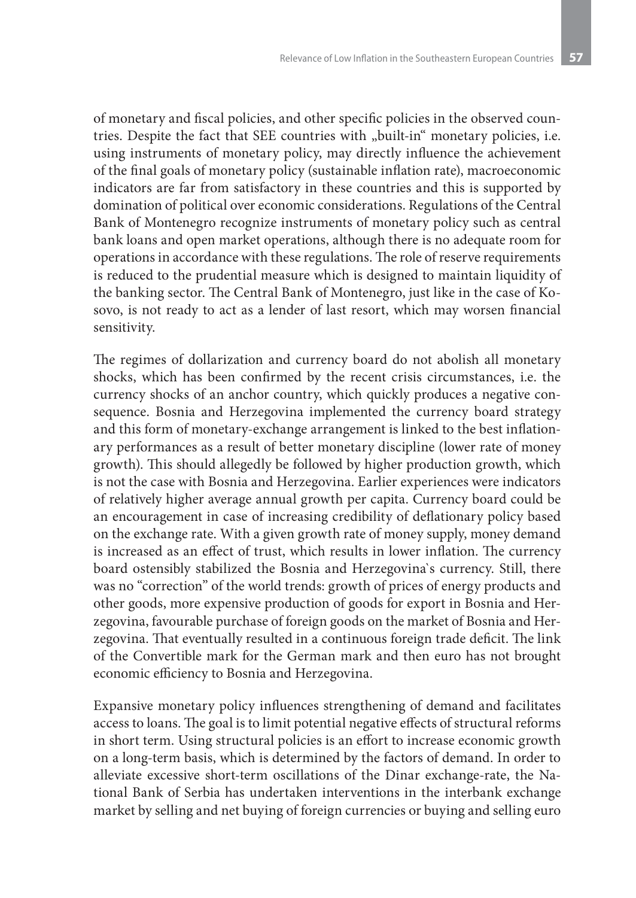of monetary and fiscal policies, and other specific policies in the observed countries. Despite the fact that SEE countries with „built-in" monetary policies, i.e. using instruments of monetary policy, may directly influence the achievement of the final goals of monetary policy (sustainable inflation rate), macroeconomic indicators are far from satisfactory in these countries and this is supported by domination of political over economic considerations. Regulations of the Central Bank of Montenegro recognize instruments of monetary policy such as central bank loans and open market operations, although there is no adequate room for operations in accordance with these regulations. The role of reserve requirements is reduced to the prudential measure which is designed to maintain liquidity of the banking sector. The Central Bank of Montenegro, just like in the case of Kosovo, is not ready to act as a lender of last resort, which may worsen financial sensitivity.

The regimes of dollarization and currency board do not abolish all monetary shocks, which has been confirmed by the recent crisis circumstances, i.e. the currency shocks of an anchor country, which quickly produces a negative consequence. Bosnia and Herzegovina implemented the currency board strategy and this form of monetary-exchange arrangement is linked to the best inflationary performances as a result of better monetary discipline (lower rate of money growth). This should allegedly be followed by higher production growth, which is not the case with Bosnia and Herzegovina. Earlier experiences were indicators of relatively higher average annual growth per capita. Currency board could be an encouragement in case of increasing credibility of deflationary policy based on the exchange rate. With a given growth rate of money supply, money demand is increased as an effect of trust, which results in lower inflation. The currency board ostensibly stabilized the Bosnia and Herzegovina`s currency. Still, there was no "correction" of the world trends: growth of prices of energy products and other goods, more expensive production of goods for export in Bosnia and Herzegovina, favourable purchase of foreign goods on the market of Bosnia and Herzegovina. That eventually resulted in a continuous foreign trade deficit. The link of the Convertible mark for the German mark and then euro has not brought economic efficiency to Bosnia and Herzegovina.

Expansive monetary policy influences strengthening of demand and facilitates access to loans. The goal is to limit potential negative effects of structural reforms in short term. Using structural policies is an effort to increase economic growth on a long-term basis, which is determined by the factors of demand. In order to alleviate excessive short-term oscillations of the Dinar exchange-rate, the National Bank of Serbia has undertaken interventions in the interbank exchange market by selling and net buying of foreign currencies or buying and selling euro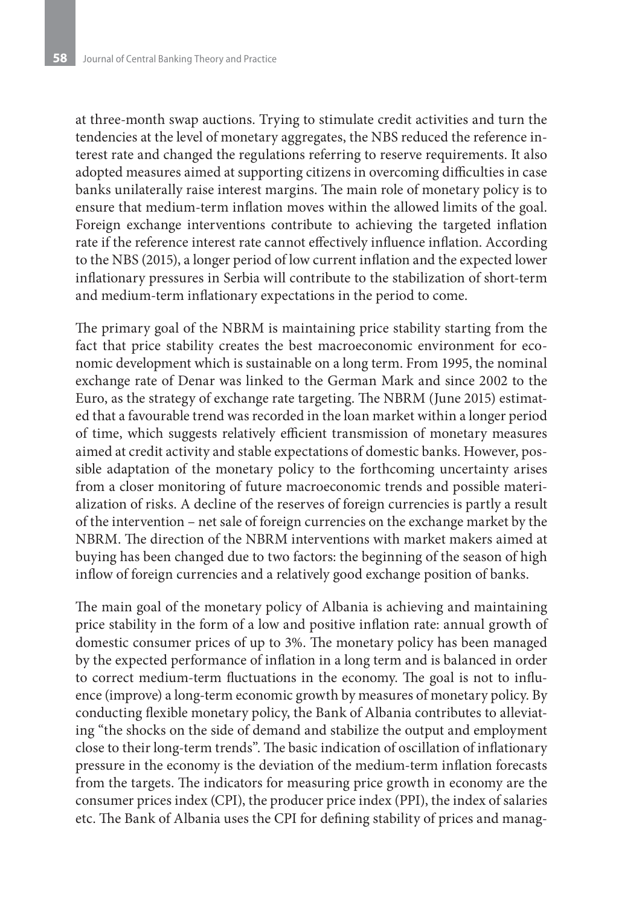at three-month swap auctions. Trying to stimulate credit activities and turn the tendencies at the level of monetary aggregates, the NBS reduced the reference interest rate and changed the regulations referring to reserve requirements. It also adopted measures aimed at supporting citizens in overcoming difficulties in case banks unilaterally raise interest margins. The main role of monetary policy is to ensure that medium-term inflation moves within the allowed limits of the goal. Foreign exchange interventions contribute to achieving the targeted inflation rate if the reference interest rate cannot effectively influence inflation. According to the NBS (2015), a longer period of low current inflation and the expected lower inflationary pressures in Serbia will contribute to the stabilization of short-term and medium-term inflationary expectations in the period to come.

The primary goal of the NBRM is maintaining price stability starting from the fact that price stability creates the best macroeconomic environment for economic development which is sustainable on a long term. From 1995, the nominal exchange rate of Denar was linked to the German Mark and since 2002 to the Euro, as the strategy of exchange rate targeting. The NBRM (June 2015) estimated that a favourable trend was recorded in the loan market within a longer period of time, which suggests relatively efficient transmission of monetary measures aimed at credit activity and stable expectations of domestic banks. However, possible adaptation of the monetary policy to the forthcoming uncertainty arises from a closer monitoring of future macroeconomic trends and possible materialization of risks. A decline of the reserves of foreign currencies is partly a result of the intervention – net sale of foreign currencies on the exchange market by the NBRM. The direction of the NBRM interventions with market makers aimed at buying has been changed due to two factors: the beginning of the season of high inflow of foreign currencies and a relatively good exchange position of banks.

The main goal of the monetary policy of Albania is achieving and maintaining price stability in the form of a low and positive inflation rate: annual growth of domestic consumer prices of up to 3%. The monetary policy has been managed by the expected performance of inflation in a long term and is balanced in order to correct medium-term fluctuations in the economy. The goal is not to influence (improve) a long-term economic growth by measures of monetary policy. By conducting flexible monetary policy, the Bank of Albania contributes to alleviating "the shocks on the side of demand and stabilize the output and employment close to their long-term trends". The basic indication of oscillation of inflationary pressure in the economy is the deviation of the medium-term inflation forecasts from the targets. The indicators for measuring price growth in economy are the consumer prices index (CPI), the producer price index (PPI), the index of salaries etc. The Bank of Albania uses the CPI for defining stability of prices and manag-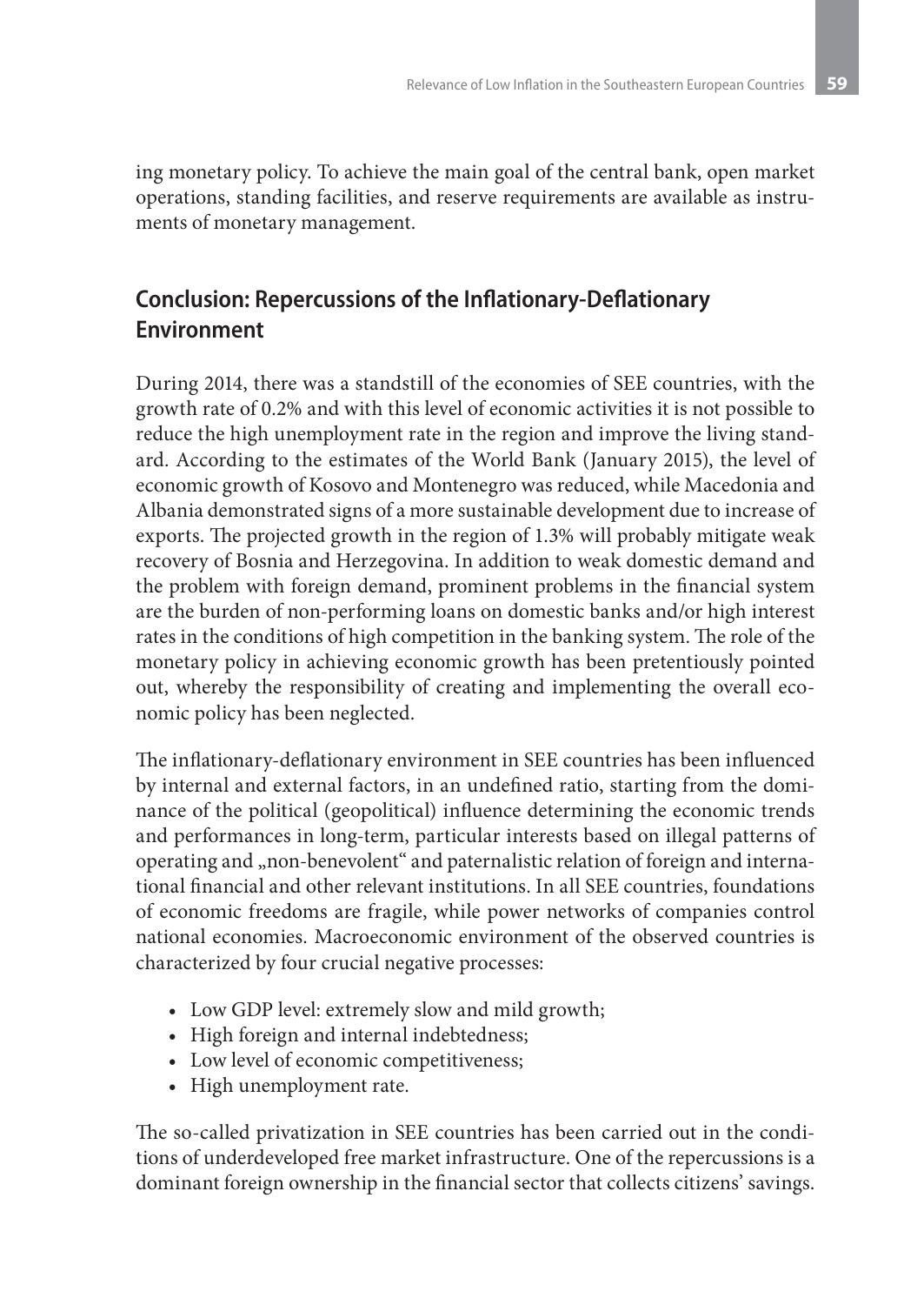ing monetary policy. To achieve the main goal of the central bank, open market operations, standing facilities, and reserve requirements are available as instruments of monetary management.

## Conclusion: Repercussions of the Inflationary-Deflationary Environment

During 2014, there was a standstill of the economies of SEE countries, with the growth rate of 0.2% and with this level of economic activities it is not possible to reduce the high unemployment rate in the region and improve the living standard. According to the estimates of the World Bank (January 2015), the level of economic growth of Kosovo and Montenegro was reduced, while Macedonia and Albania demonstrated signs of a more sustainable development due to increase of exports. The projected growth in the region of 1.3% will probably mitigate weak recovery of Bosnia and Herzegovina. In addition to weak domestic demand and the problem with foreign demand, prominent problems in the financial system are the burden of non-performing loans on domestic banks and/or high interest rates in the conditions of high competition in the banking system. The role of the monetary policy in achieving economic growth has been pretentiously pointed out, whereby the responsibility of creating and implementing the overall economic policy has been neglected.

The inflationary-deflationary environment in SEE countries has been influenced by internal and external factors, in an undefined ratio, starting from the dominance of the political (geopolitical) influence determining the economic trends and performances in long-term, particular interests based on illegal patterns of operating and „non-benevolent" and paternalistic relation of foreign and international financial and other relevant institutions. In all SEE countries, foundations of economic freedoms are fragile, while power networks of companies control national economies. Macroeconomic environment of the observed countries is characterized by four crucial negative processes:

- Low GDP level: extremely slow and mild growth;
- High foreign and internal indebtedness;
- Low level of economic competitiveness;
- High unemployment rate.

The so-called privatization in SEE countries has been carried out in the conditions of underdeveloped free market infrastructure. One of the repercussions is a dominant foreign ownership in the financial sector that collects citizens' savings.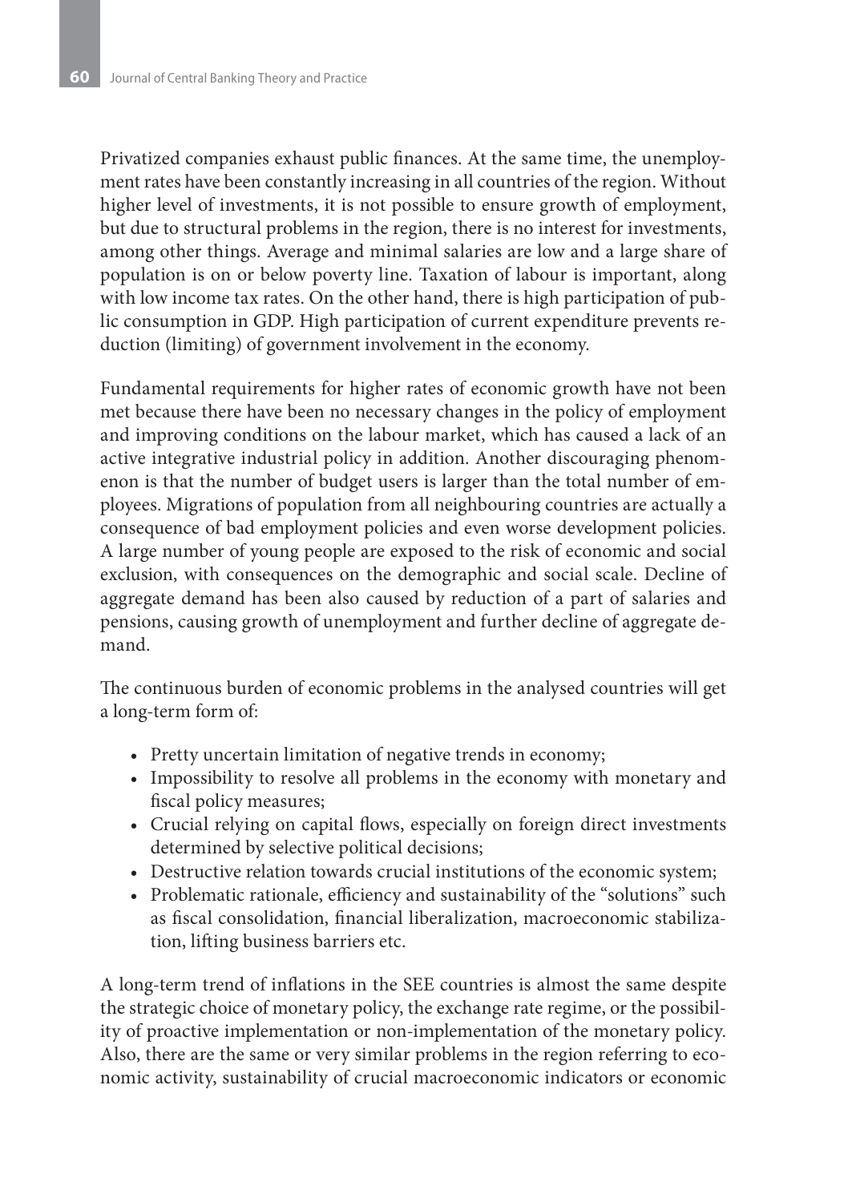Privatized companies exhaust public finances. At the same time, the unemployment rates have been constantly increasing in all countries of the region. Without higher level of investments, it is not possible to ensure growth of employment, but due to structural problems in the region, there is no interest for investments, among other things. Average and minimal salaries are low and a large share of population is on or below poverty line. Taxation of labour is important, along with low income tax rates. On the other hand, there is high participation of public consumption in GDP. High participation of current expenditure prevents reduction (limiting) of government involvement in the economy.

Fundamental requirements for higher rates of economic growth have not been met because there have been no necessary changes in the policy of employment and improving conditions on the labour market, which has caused a lack of an active integrative industrial policy in addition. Another discouraging phenomenon is that the number of budget users is larger than the total number of employees. Migrations of population from all neighbouring countries are actually a consequence of bad employment policies and even worse development policies. A large number of young people are exposed to the risk of economic and social exclusion, with consequences on the demographic and social scale. Decline of aggregate demand has been also caused by reduction of a part of salaries and pensions, causing growth of unemployment and further decline of aggregate demand.

The continuous burden of economic problems in the analysed countries will get a long-term form of:

- Pretty uncertain limitation of negative trends in economy;
- Impossibility to resolve all problems in the economy with monetary and fiscal policy measures;
- Crucial relying on capital flows, especially on foreign direct investments determined by selective political decisions;
- Destructive relation towards crucial institutions of the economic system;
- Problematic rationale, efficiency and sustainability of the "solutions" such as fiscal consolidation, financial liberalization, macroeconomic stabilization, lifting business barriers etc.

A long-term trend of inflations in the SEE countries is almost the same despite the strategic choice of monetary policy, the exchange rate regime, or the possibility of proactive implementation or non-implementation of the monetary policy. Also, there are the same or very similar problems in the region referring to economic activity, sustainability of crucial macroeconomic indicators or economic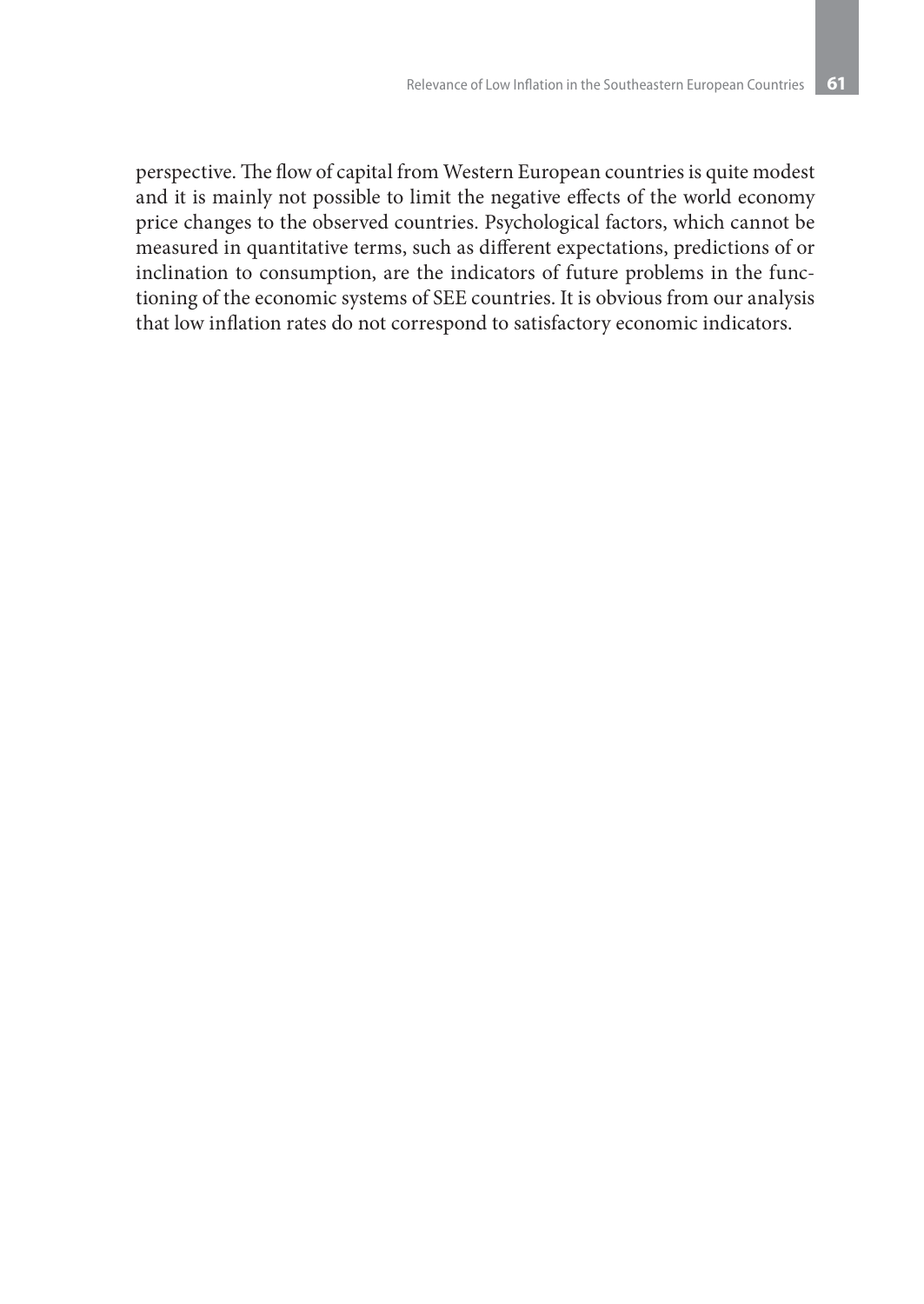perspective. The flow of capital from Western European countries is quite modest and it is mainly not possible to limit the negative effects of the world economy price changes to the observed countries. Psychological factors, which cannot be measured in quantitative terms, such as different expectations, predictions of or inclination to consumption, are the indicators of future problems in the functioning of the economic systems of SEE countries. It is obvious from our analysis that low inflation rates do not correspond to satisfactory economic indicators.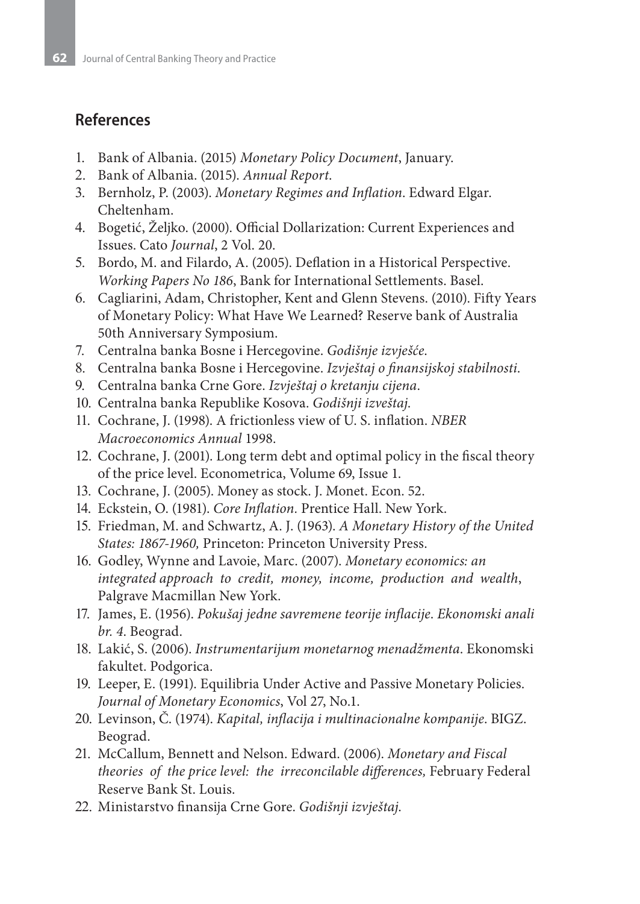## References

1. Bank of Albania. (2015) *Monetary Policy Document*, January.
2. Bank of Albania. (2015). *Annual Report*.
3. Bernholz, P. (2003). *Monetary Regimes and Inflation*. Edward Elgar. Cheltenham.
4. Bogetić, Željko. (2000). Official Dollarization: Current Experiences and Issues. Cato *Journal*, 2 Vol. 20.
5. Bordo, M. and Filardo, A. (2005). Deflation in a Historical Perspective. *Working Papers No 186*, Bank for International Settlements. Basel.
6. Cagliarini, Adam, Christopher, Kent and Glenn Stevens. (2010). Fifty Years of Monetary Policy: What Have We Learned? Reserve bank of Australia 50th Anniversary Symposium.
7. Centralna banka Bosne i Hercegovine. *Godišnje izvješće.*
8. Centralna banka Bosne i Hercegovine. *Izvještaj o finansijskoj stabilnosti*.
9. Centralna banka Crne Gore. *Izvještaj o kretanju cijena*.
10. Centralna banka Republike Kosova. *Godišnji izveštaj*.
11. Cochrane, J. (1998). A frictionless view of U. S. inflation. *NBER Macroeconomics Annual* 1998.
12. Cochrane, J. (2001). Long term debt and optimal policy in the fiscal theory of the price level. Econometrica, Volume 69, Issue 1.
13. Cochrane, J. (2005). Money as stock. J. Monet. Econ. 52.
14. Eckstein, O. (1981). *Core Inflation.* Prentice Hall. New York.
15. Friedman, M. and Schwartz, A. J. (1963). *A Monetary History of the United States: 1867-1960,* Princeton: Princeton University Press.
16. Godley, Wynne and Lavoie, Marc. (2007). *Monetary economics: an integrated approach to credit, money, income, production and wealth*, Palgrave Macmillan New York.
17. James, E. (1956). *Pokušaj jedne savremene teorije inflacije*. *Ekonomski anali br. 4*. Beograd.
18. Lakić, S. (2006). *Instrumentarijum monetarnog menadžmenta*. Ekonomski fakultet. Podgorica.
19. Leeper, E. (1991). Equilibria Under Active and Passive Monetary Policies. *Journal of Monetary Economics*, Vol 27, No.1.
20. Levinson, Č. (1974). *Kapital, inflacija i multinacionalne kompanije*. BIGZ. Beograd.
21. McCallum, Bennett and Nelson. Edward. (2006). *Monetary and Fiscal theories of the price level: the irreconcilable differences,* February Federal Reserve Bank St. Louis.
22. Ministarstvo finansija Crne Gore. *Godišnji izvještaj*.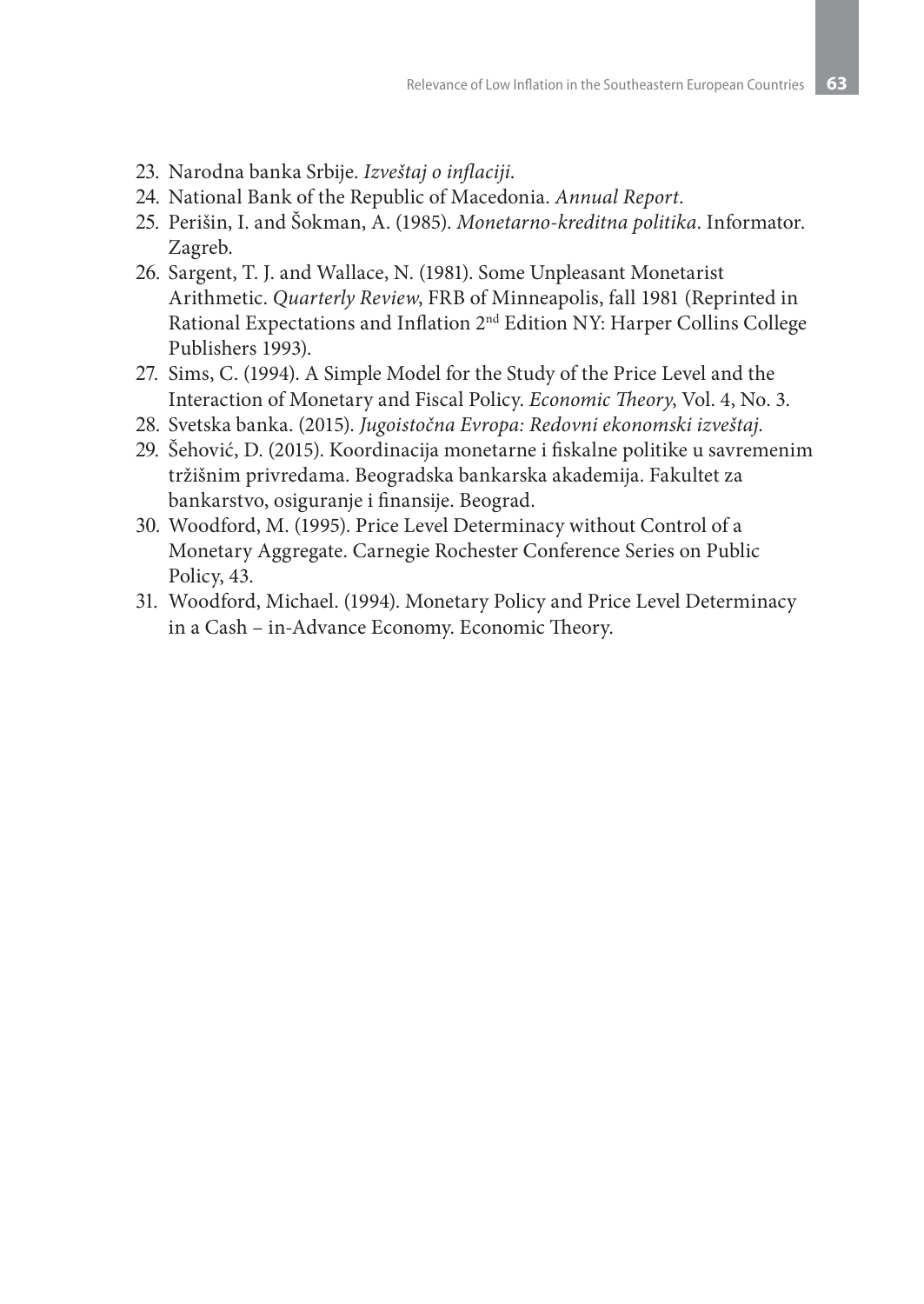23. Narodna banka Srbije. *Izveštaj o inflaciji*.
24. National Bank of the Republic of Macedonia. *Annual Report*.
25. Perišin, I. and Šokman, A. (1985). *Monetarno-kreditna politika*. Informator. Zagreb.
26. Sargent, T. J. and Wallace, N. (1981). Some Unpleasant Monetarist Arithmetic. *Quarterly Review*, FRB of Minneapolis, fall 1981 (Reprinted in Rational Expectations and Inflation 2nd Edition NY: Harper Collins College Publishers 1993).
27. Sims, C. (1994). A Simple Model for the Study of the Price Level and the Interaction of Monetary and Fiscal Policy. *Economic Theory*, Vol. 4, No. 3.
28. Svetska banka. (2015). *Jugoistočna Evropa: Redovni ekonomski izveštaj*.
29. Šehović, D. (2015). Koordinacija monetarne i fiskalne politike u savremenim tržišnim privredama. Beogradska bankarska akademija. Fakultet za bankarstvo, osiguranje i finansije. Beograd.
30. Woodford, M. (1995). Price Level Determinacy without Control of a Monetary Aggregate. Carnegie Rochester Conference Series on Public Policy, 43.
31. Woodford, Michael. (1994). Monetary Policy and Price Level Determinacy in a Cash – in-Advance Economy. Economic Theory.